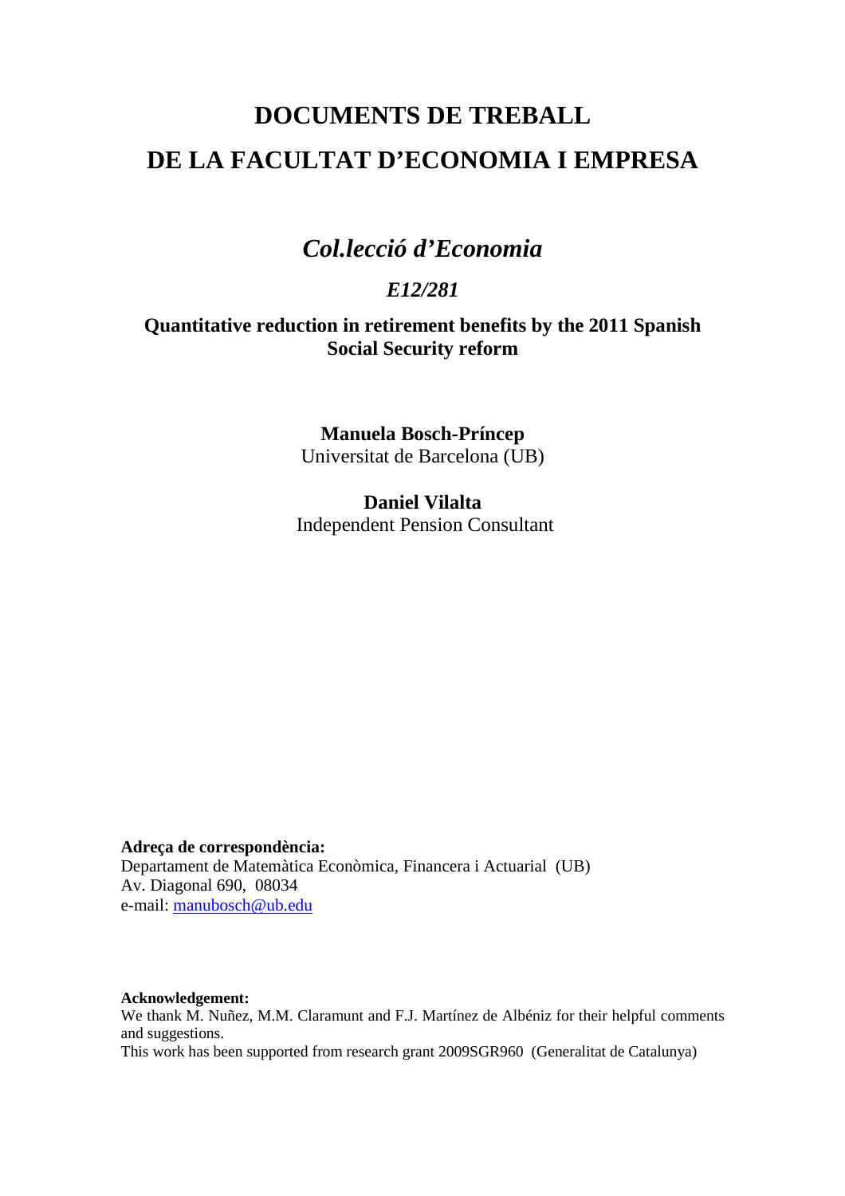# DOCUMENTS DE TREBALL

# DE LA FACULTAT D'ECONOMIA I EMPRESA

## *Col.lecció d'Economia*

### *E12/281*

### Quantitative reduction in retirement benefits by the 2011 Spanish Social Security reform

**Manuela Bosch-Príncep**
Universitat de Barcelona (UB)

**Daniel Vilalta**
Independent Pension Consultant

**Adreça de correspondència:**
Departament de Matemàtica Econòmica, Financera i Actuarial (UB)
Av. Diagonal 690, 08034
e-mail: manubosch@ub.edu

**Acknowledgement:**
We thank M. Nuñez, M.M. Claramunt and F.J. Martínez de Albéniz for their helpful comments and suggestions.
This work has been supported from research grant 2009SGR960 (Generalitat de Catalunya)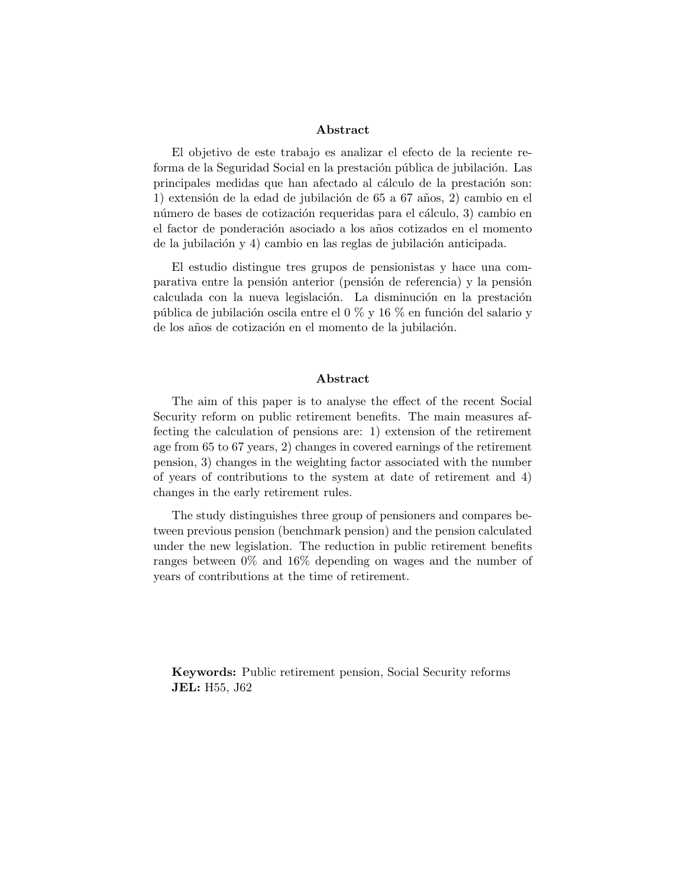## Abstract

El objetivo de este trabajo es analizar el efecto de la reciente reforma de la Seguridad Social en la prestación pública de jubilación. Las principales medidas que han afectado al cálculo de la prestación son: 1) extensión de la edad de jubilación de 65 a 67 años, 2) cambio en el número de bases de cotización requeridas para el cálculo, 3) cambio en el factor de ponderación asociado a los años cotizados en el momento de la jubilación y 4) cambio en las reglas de jubilación anticipada.

El estudio distingue tres grupos de pensionistas y hace una comparativa entre la pensión anterior (pensión de referencia) y la pensión calculada con la nueva legislación. La disminución en la prestación pública de jubilación oscila entre el 0 % y 16 % en función del salario y de los años de cotización en el momento de la jubilación.

## Abstract

The aim of this paper is to analyse the effect of the recent Social Security reform on public retirement benefits. The main measures affecting the calculation of pensions are: 1) extension of the retirement age from 65 to 67 years, 2) changes in covered earnings of the retirement pension, 3) changes in the weighting factor associated with the number of years of contributions to the system at date of retirement and 4) changes in the early retirement rules.

The study distinguishes three group of pensioners and compares between previous pension (benchmark pension) and the pension calculated under the new legislation. The reduction in public retirement benefits ranges between 0% and 16% depending on wages and the number of years of contributions at the time of retirement.

**Keywords:** Public retirement pension, Social Security reforms
**JEL:** H55, J62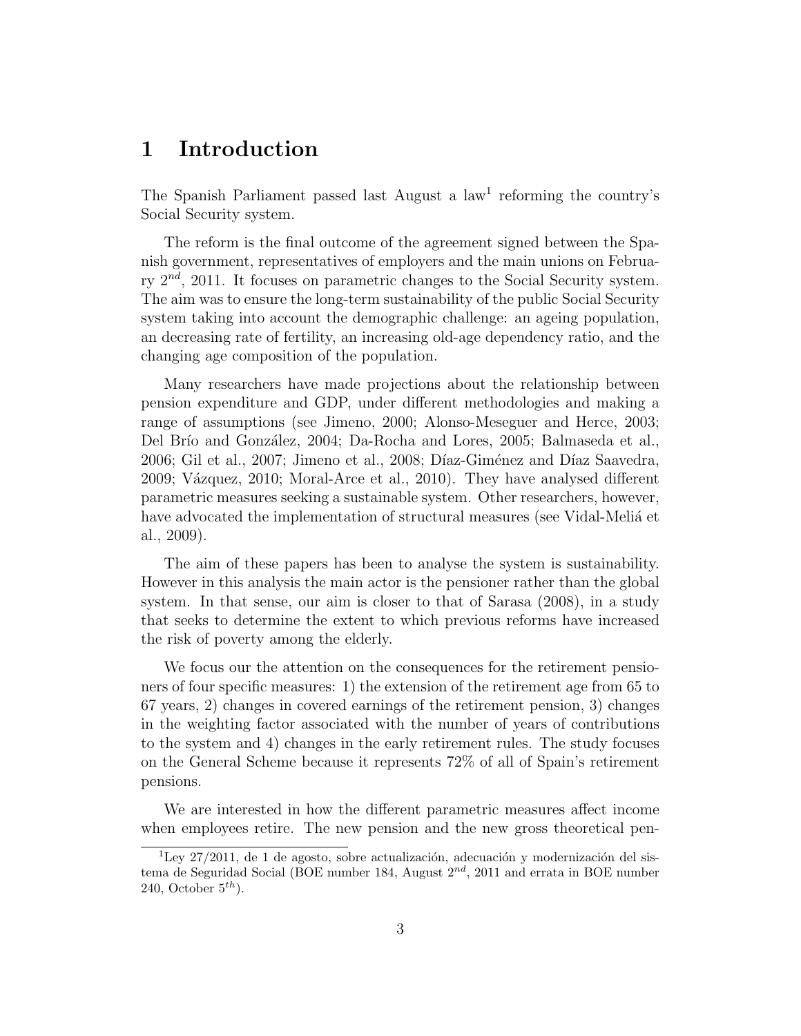# 1 Introduction

The Spanish Parliament passed last August a law[1] reforming the country's Social Security system.

The reform is the final outcome of the agreement signed between the Spanish government, representatives of employers and the main unions on February $2^{nd}$, 2011. It focuses on parametric changes to the Social Security system. The aim was to ensure the long-term sustainability of the public Social Security system taking into account the demographic challenge: an ageing population, an decreasing rate of fertility, an increasing old-age dependency ratio, and the changing age composition of the population.

Many researchers have made projections about the relationship between pension expenditure and GDP, under different methodologies and making a range of assumptions (see Jimeno, 2000; Alonso-Meseguer and Herce, 2003; Del Brío and González, 2004; Da-Rocha and Lores, 2005; Balmaseda et al., 2006; Gil et al., 2007; Jimeno et al., 2008; Díaz-Giménez and Díaz Saavedra, 2009; Vázquez, 2010; Moral-Arce et al., 2010). They have analysed different parametric measures seeking a sustainable system. Other researchers, however, have advocated the implementation of structural measures (see Vidal-Meliá et al., 2009).

The aim of these papers has been to analyse the system is sustainability. However in this analysis the main actor is the pensioner rather than the global system. In that sense, our aim is closer to that of Sarasa (2008), in a study that seeks to determine the extent to which previous reforms have increased the risk of poverty among the elderly.

We focus our the attention on the consequences for the retirement pensioners of four specific measures: 1) the extension of the retirement age from 65 to 67 years, 2) changes in covered earnings of the retirement pension, 3) changes in the weighting factor associated with the number of years of contributions to the system and 4) changes in the early retirement rules. The study focuses on the General Scheme because it represents 72% of all of Spain's retirement pensions.

We are interested in how the different parametric measures affect income when employees retire. The new pension and the new gross theoretical pen-

[1] Ley 27/2011, de 1 de agosto, sobre actualización, adecuación y modernización del sistema de Seguridad Social (BOE number 184, August $2^{nd}$, 2011 and errata in BOE number 240, October $5^{th}$).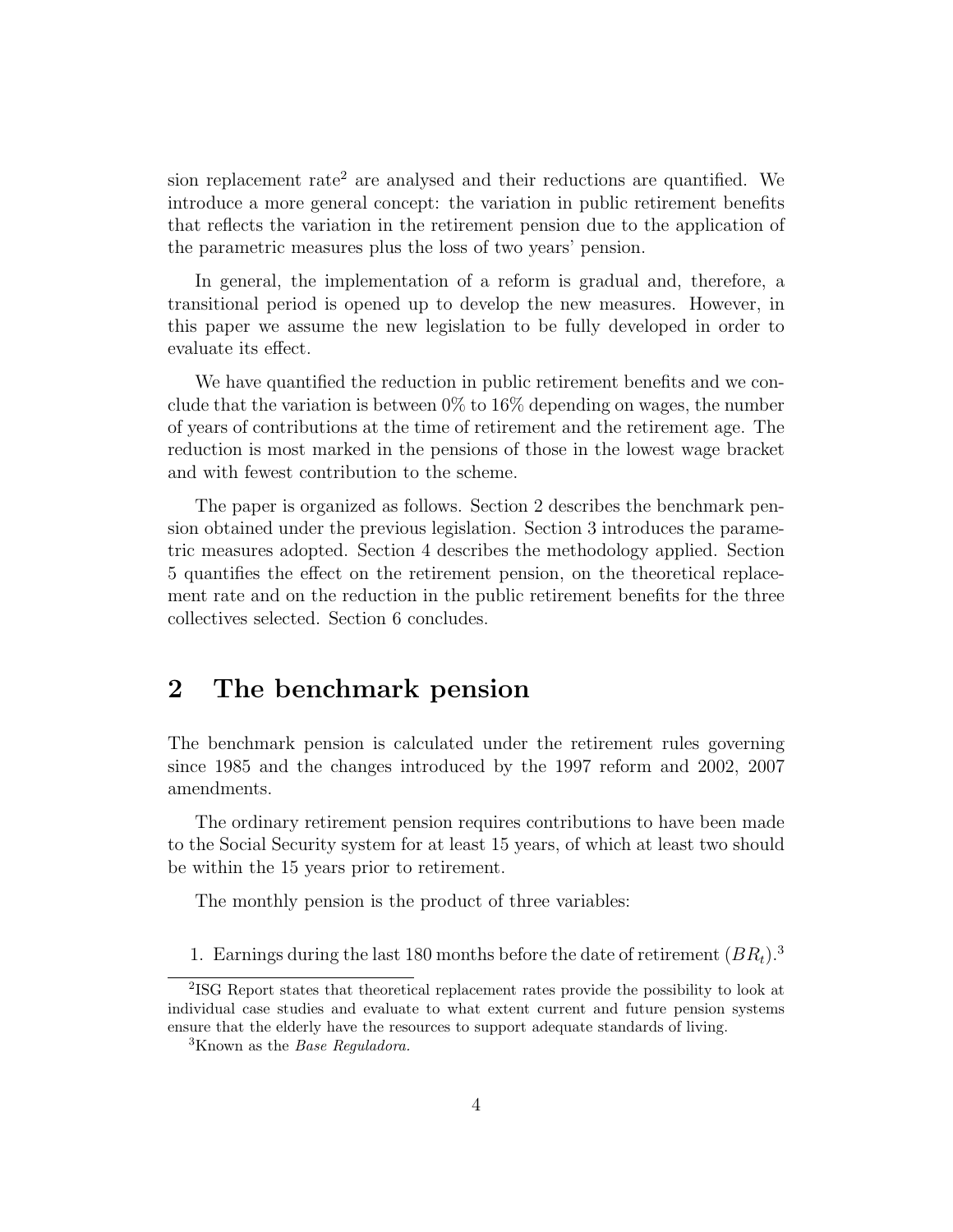sion replacement rate[2] are analysed and their reductions are quantified. We introduce a more general concept: the variation in public retirement benefits that reflects the variation in the retirement pension due to the application of the parametric measures plus the loss of two years' pension.

In general, the implementation of a reform is gradual and, therefore, a transitional period is opened up to develop the new measures. However, in this paper we assume the new legislation to be fully developed in order to evaluate its effect.

We have quantified the reduction in public retirement benefits and we conclude that the variation is between 0% to 16% depending on wages, the number of years of contributions at the time of retirement and the retirement age. The reduction is most marked in the pensions of those in the lowest wage bracket and with fewest contribution to the scheme.

The paper is organized as follows. Section 2 describes the benchmark pension obtained under the previous legislation. Section 3 introduces the parametric measures adopted. Section 4 describes the methodology applied. Section 5 quantifies the effect on the retirement pension, on the theoretical replacement rate and on the reduction in the public retirement benefits for the three collectives selected. Section 6 concludes.

## 2 The benchmark pension

The benchmark pension is calculated under the retirement rules governing since 1985 and the changes introduced by the 1997 reform and 2002, 2007 amendments.

The ordinary retirement pension requires contributions to have been made to the Social Security system for at least 15 years, of which at least two should be within the 15 years prior to retirement.

The monthly pension is the product of three variables:

1. Earnings during the last 180 months before the date of retirement ($BR_t$).[3]

---

[2] ISG Report states that theoretical replacement rates provide the possibility to look at individual case studies and evaluate to what extent current and future pension systems ensure that the elderly have the resources to support adequate standards of living.

[3] Known as the *Base Reguladora*.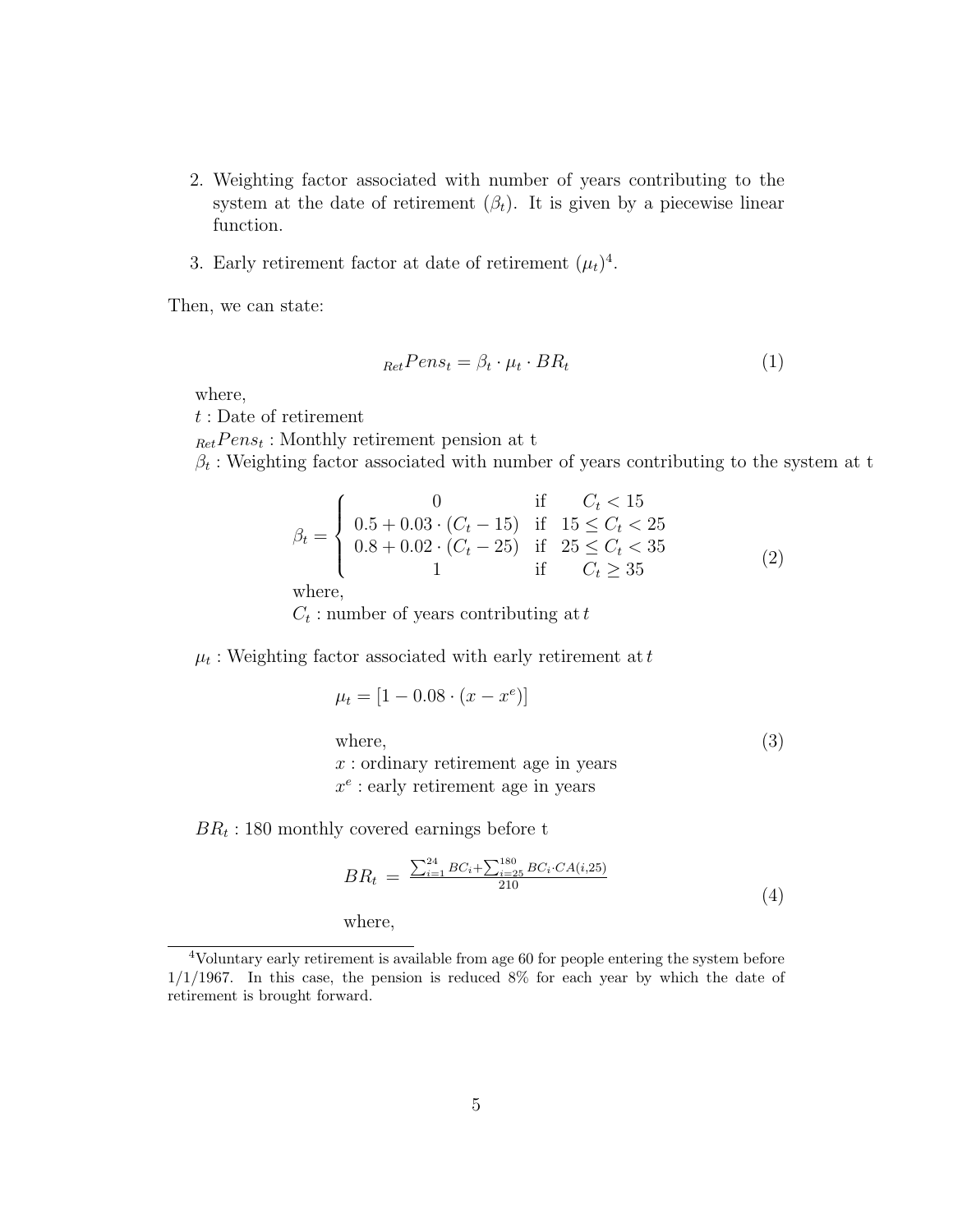2. Weighting factor associated with number of years contributing to the system at the date of retirement ($\beta_t$). It is given by a piecewise linear function.

3. Early retirement factor at date of retirement ($\mu_t$)[4].

Then, we can state:

$$_{Ret}Pens_t = \beta_t \cdot \mu_t \cdot BR_t \tag{1}$$

where,
$t$ : Date of retirement
$_{Ret}Pens_t$ : Monthly retirement pension at t
$\beta_t$ : Weighting factor associated with number of years contributing to the system at t

$$\beta_t = \begin{cases} 0 & \text{if} \quad C_t < 15 \\ 0.5 + 0.03 \cdot (C_t - 15) & \text{if} \quad 15 \leq C_t < 25 \\ 0.8 + 0.02 \cdot (C_t - 25) & \text{if} \quad 25 \leq C_t < 35 \\ 1 & \text{if} \quad C_t \geq 35 \end{cases} \tag{2}$$

where,
$C_t$ : number of years contributing at $t$

$\mu_t$ : Weighting factor associated with early retirement at $t$

$$\mu_t = [1 - 0.08 \cdot (x - x^e)] \tag{3}$$

where,
$x$ : ordinary retirement age in years
$x^e$ : early retirement age in years

$BR_t$ : 180 monthly covered earnings before t

$$BR_t = \frac{\sum_{i=1}^{24} BC_i + \sum_{i=25}^{180} BC_i \cdot CA(i,25)}{210} \tag{4}$$

where,

[4] Voluntary early retirement is available from age 60 for people entering the system before 1/1/1967. In this case, the pension is reduced 8% for each year by which the date of retirement is brought forward.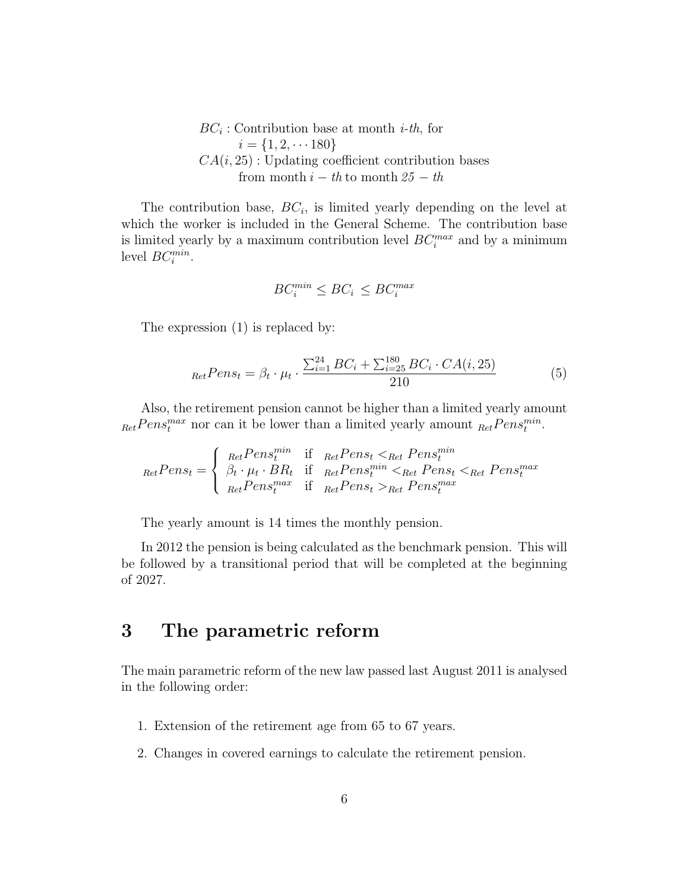$BC_i$ : Contribution base at month *i-th*, for
$i = \{1, 2, \cdots 180\}$
$CA(i, 25)$ : Updating coefficient contribution bases from month $i - th$ to month $25 - th$

The contribution base, $BC_i$, is limited yearly depending on the level at which the worker is included in the General Scheme. The contribution base is limited yearly by a maximum contribution level $BC_i^{max}$ and by a minimum level $BC_i^{min}$.

$$BC_i^{min} \leq BC_i \leq BC_i^{max}$$

The expression (1) is replaced by:

$${}_{Ret}Pens_t = \beta_t \cdot \mu_t \cdot \frac{\sum_{i=1}^{24} BC_i + \sum_{i=25}^{180} BC_i \cdot CA(i, 25)}{210} \tag{5}$$

Also, the retirement pension cannot be higher than a limited yearly amount ${}_{Ret}Pens_t^{max}$ nor can it be lower than a limited yearly amount ${}_{Ret}Pens_t^{min}$.

$${}_{Ret}Pens_t = \begin{cases} {}_{Ret}Pens_t^{min} & \text{if} \quad {}_{Ret}Pens_t <_{Ret} Pens_t^{min} \\ \beta_t \cdot \mu_t \cdot BR_t & \text{if} \quad {}_{Ret}Pens_t^{min} <_{Ret} Pens_t <_{Ret} Pens_t^{max} \\ {}_{Ret}Pens_t^{max} & \text{if} \quad {}_{Ret}Pens_t >_{Ret} Pens_t^{max} \end{cases}$$

The yearly amount is 14 times the monthly pension.

In 2012 the pension is being calculated as the benchmark pension. This will be followed by a transitional period that will be completed at the beginning of 2027.

# 3 The parametric reform

The main parametric reform of the new law passed last August 2011 is analysed in the following order:

1. Extension of the retirement age from 65 to 67 years.
2. Changes in covered earnings to calculate the retirement pension.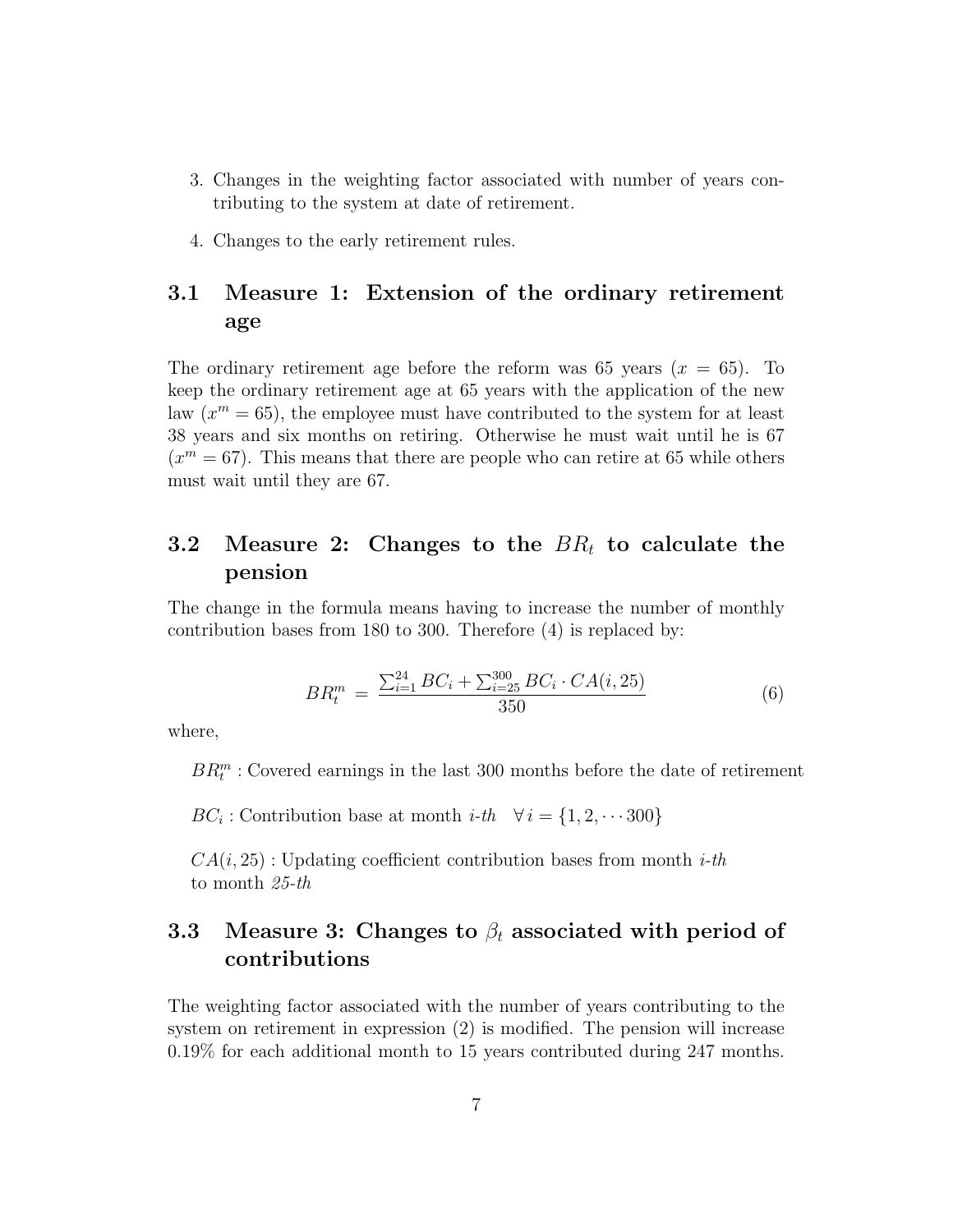3. Changes in the weighting factor associated with number of years contributing to the system at date of retirement.

4. Changes to the early retirement rules.

## 3.1 Measure 1: Extension of the ordinary retirement age

The ordinary retirement age before the reform was 65 years ($x = 65$). To keep the ordinary retirement age at 65 years with the application of the new law ($x^m = 65$), the employee must have contributed to the system for at least 38 years and six months on retiring. Otherwise he must wait until he is 67 ($x^m = 67$). This means that there are people who can retire at 65 while others must wait until they are 67.

## 3.2 Measure 2: Changes to the $BR_t$ to calculate the pension

The change in the formula means having to increase the number of monthly contribution bases from 180 to 300. Therefore (4) is replaced by:

$$BR_t^m = \frac{\sum_{i=1}^{24} BC_i + \sum_{i=25}^{300} BC_i \cdot CA(i, 25)}{350} \tag{6}$$

where,

$BR_t^m$ : Covered earnings in the last 300 months before the date of retirement

$BC_i$ : Contribution base at month *i-th* $\forall\, i = \{1, 2, \cdots 300\}$

$CA(i, 25)$ : Updating coefficient contribution bases from month *i-th* to month *25-th*

## 3.3 Measure 3: Changes to $\beta_t$ associated with period of contributions

The weighting factor associated with the number of years contributing to the system on retirement in expression (2) is modified. The pension will increase 0.19% for each additional month to 15 years contributed during 247 months.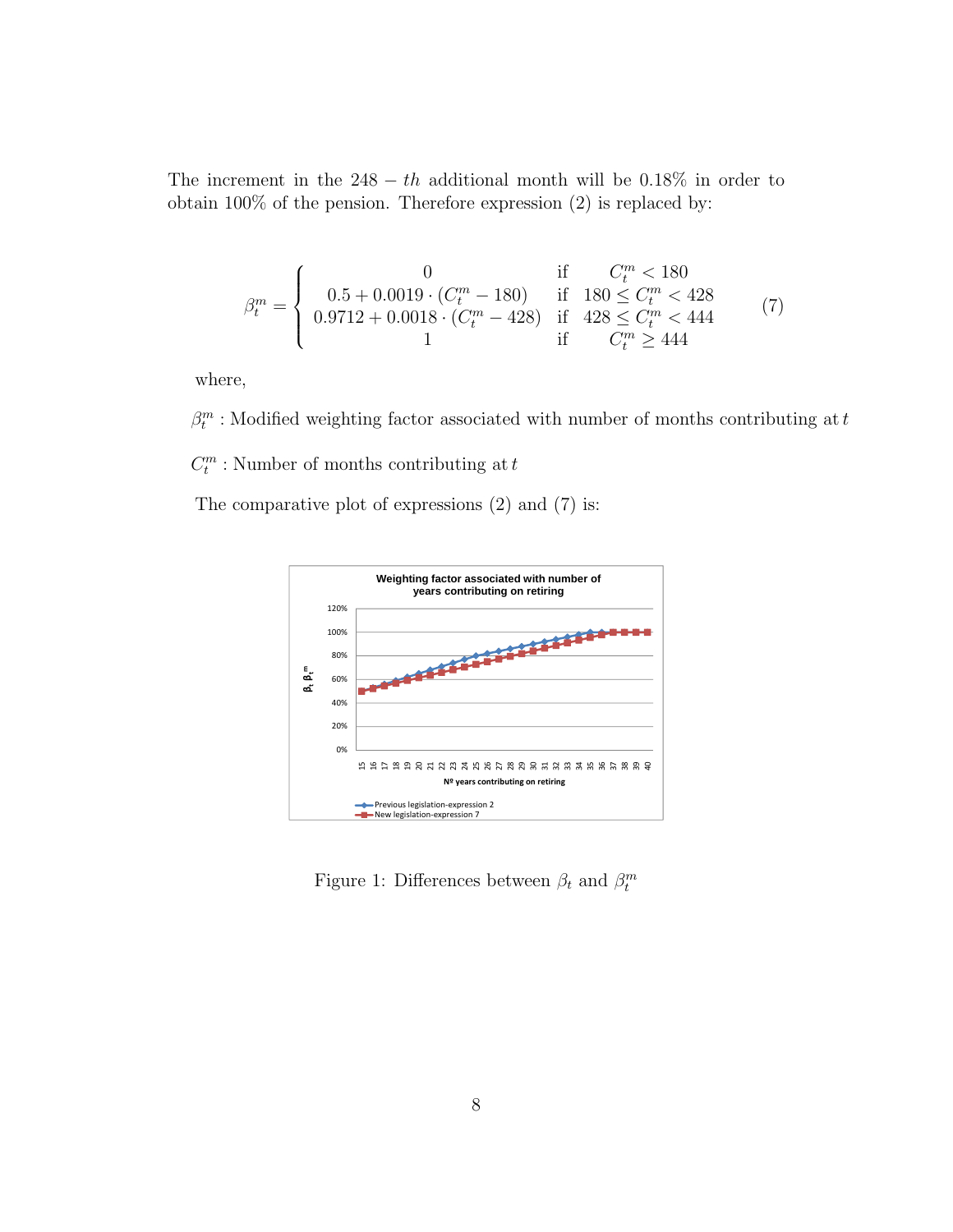The increment in the $248-th$ additional month will be 0.18% in order to obtain 100% of the pension. Therefore expression (2) is replaced by:

$$\beta_t^m = \begin{cases} 0 & \text{if} \quad C_t^m < 180 \\ 0.5 + 0.0019 \cdot (C_t^m - 180) & \text{if} \quad 180 \leq C_t^m < 428 \\ 0.9712 + 0.0018 \cdot (C_t^m - 428) & \text{if} \quad 428 \leq C_t^m < 444 \\ 1 & \text{if} \quad C_t^m \geq 444 \end{cases} \tag{7}$$

where,

$\beta_t^m$ : Modified weighting factor associated with number of months contributing at $t$

$C_t^m$ : Number of months contributing at $t$

The comparative plot of expressions (2) and (7) is:

Figure 1: Differences between $\beta_t$ and $\beta_t^m$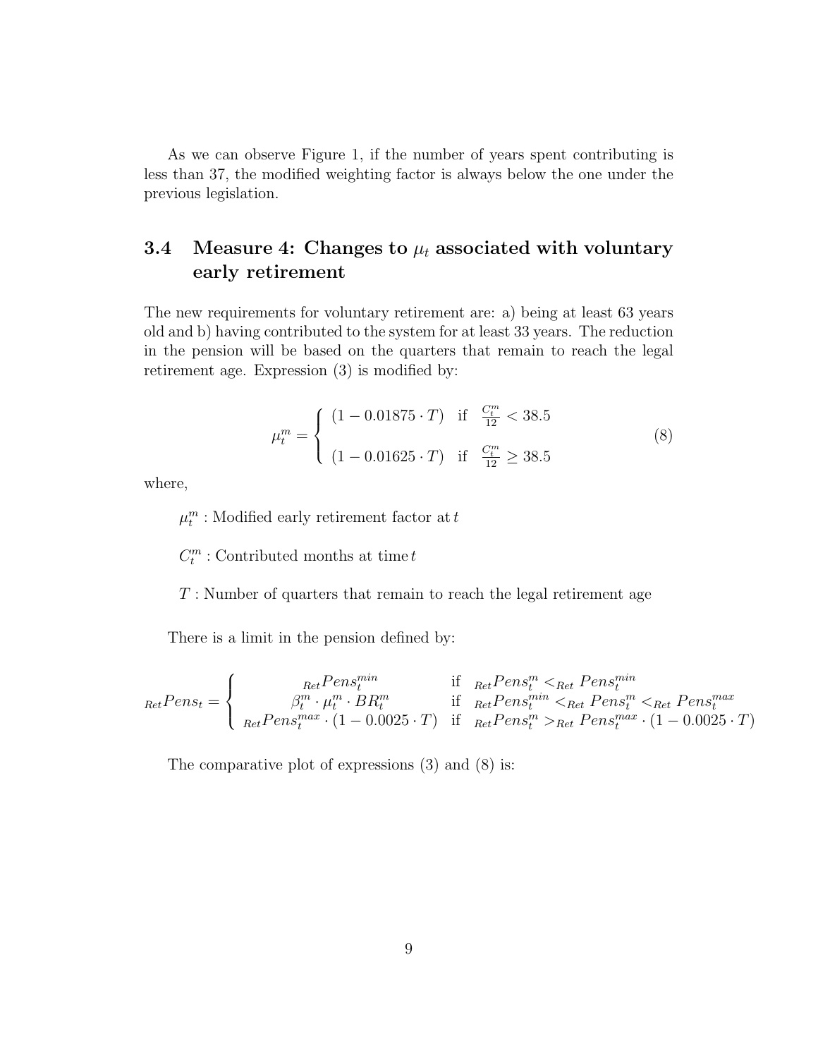As we can observe Figure 1, if the number of years spent contributing is less than 37, the modified weighting factor is always below the one under the previous legislation.

### 3.4 Measure 4: Changes to $\mu_t$ associated with voluntary early retirement

The new requirements for voluntary retirement are: a) being at least 63 years old and b) having contributed to the system for at least 33 years. The reduction in the pension will be based on the quarters that remain to reach the legal retirement age. Expression (3) is modified by:

$$\mu_t^m = \begin{cases} (1 - 0.01875 \cdot T) & \text{if } \frac{C_t^m}{12} < 38.5 \\ \\ (1 - 0.01625 \cdot T) & \text{if } \frac{C_t^m}{12} \geq 38.5 \end{cases} \tag{8}$$

where,

$\mu_t^m$ : Modified early retirement factor at $t$

$C_t^m$ : Contributed months at time $t$

$T$ : Number of quarters that remain to reach the legal retirement age

There is a limit in the pension defined by:

$${}_{Ret}Pens_t = \begin{cases} {}_{Ret}Pens_t^{min} & \text{if } {}_{Ret}Pens_t^m <_{Ret} Pens_t^{min} \\ \beta_t^m \cdot \mu_t^m \cdot BR_t^m & \text{if } {}_{Ret}Pens_t^{min} <_{Ret} Pens_t^m <_{Ret} Pens_t^{max} \\ {}_{Ret}Pens_t^{max} \cdot (1 - 0.0025 \cdot T) & \text{if } {}_{Ret}Pens_t^m >_{Ret} Pens_t^{max} \cdot (1 - 0.0025 \cdot T) \end{cases}$$

The comparative plot of expressions (3) and (8) is: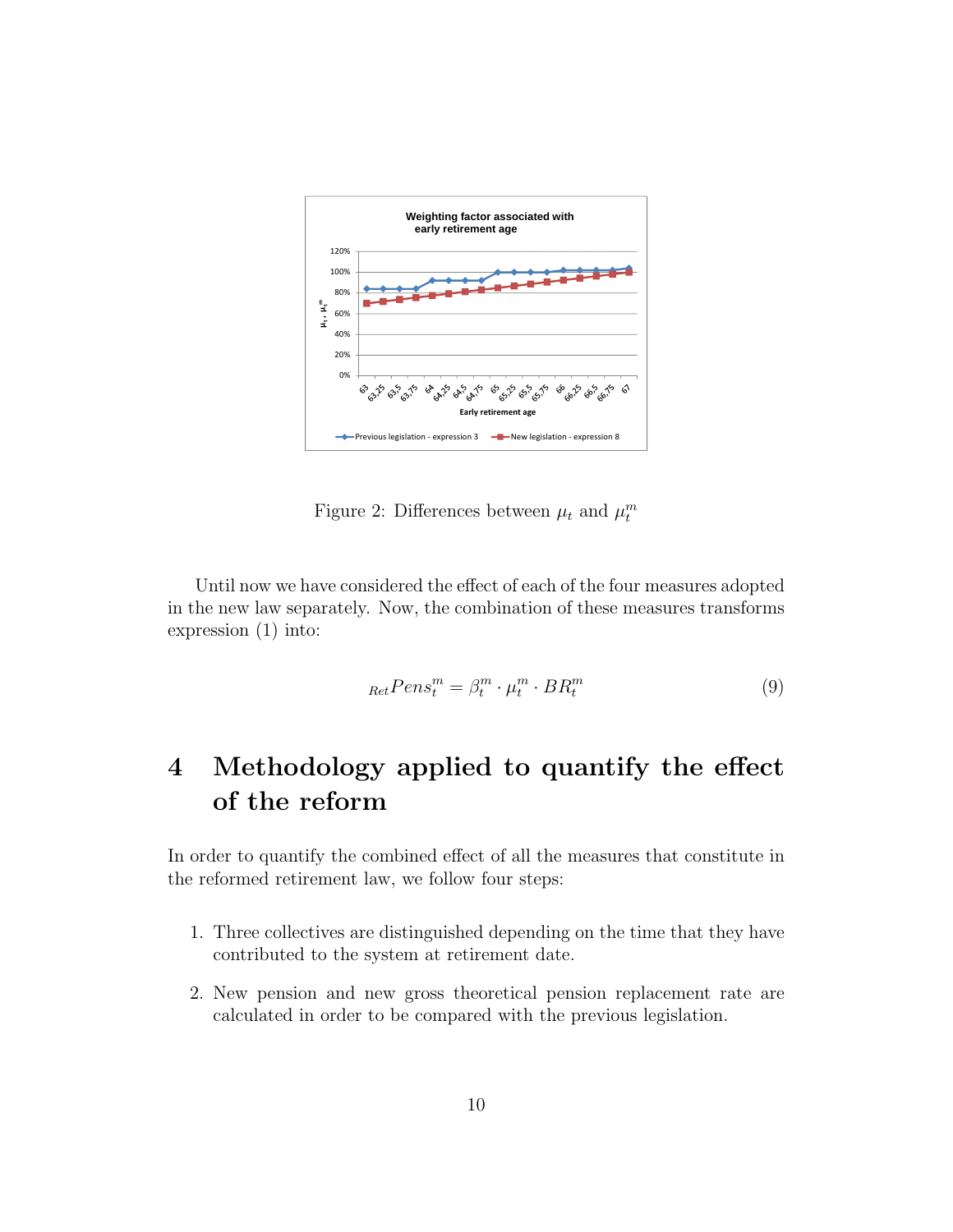Figure 2: Differences between $\mu_t$ and $\mu_t^m$

Until now we have considered the effect of each of the four measures adopted in the new law separately. Now, the combination of these measures transforms expression (1) into:

$$_{Ret}Pens_t^m = \beta_t^m \cdot \mu_t^m \cdot BR_t^m \tag{9}$$

# 4 Methodology applied to quantify the effect of the reform

In order to quantify the combined effect of all the measures that constitute in the reformed retirement law, we follow four steps:

1. Three collectives are distinguished depending on the time that they have contributed to the system at retirement date.
2. New pension and new gross theoretical pension replacement rate are calculated in order to be compared with the previous legislation.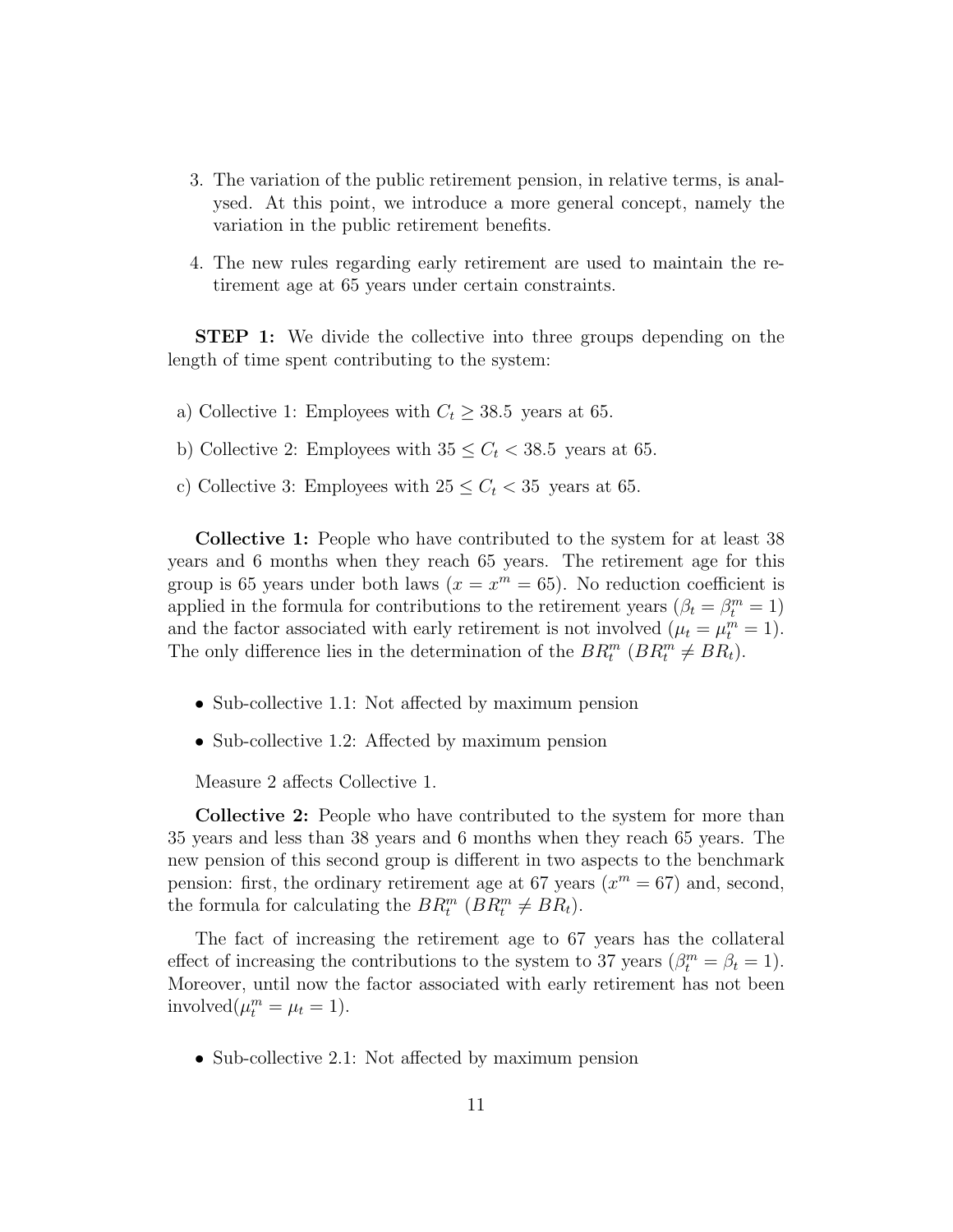3. The variation of the public retirement pension, in relative terms, is analysed. At this point, we introduce a more general concept, namely the variation in the public retirement benefits.

4. The new rules regarding early retirement are used to maintain the retirement age at 65 years under certain constraints.

**STEP 1:** We divide the collective into three groups depending on the length of time spent contributing to the system:

a) Collective 1: Employees with $C_t \geq 38.5$ years at 65.

b) Collective 2: Employees with $35 \leq C_t < 38.5$ years at 65.

c) Collective 3: Employees with $25 \leq C_t < 35$ years at 65.

**Collective 1:** People who have contributed to the system for at least 38 years and 6 months when they reach 65 years. The retirement age for this group is 65 years under both laws ($x = x^m = 65$). No reduction coefficient is applied in the formula for contributions to the retirement years ($\beta_t = \beta_t^m = 1$) and the factor associated with early retirement is not involved ($\mu_t = \mu_t^m = 1$). The only difference lies in the determination of the $BR_t^m$ ($BR_t^m \neq BR_t$).

- Sub-collective 1.1: Not affected by maximum pension
- Sub-collective 1.2: Affected by maximum pension

Measure 2 affects Collective 1.

**Collective 2:** People who have contributed to the system for more than 35 years and less than 38 years and 6 months when they reach 65 years. The new pension of this second group is different in two aspects to the benchmark pension: first, the ordinary retirement age at 67 years ($x^m = 67$) and, second, the formula for calculating the $BR_t^m$ ($BR_t^m \neq BR_t$).

The fact of increasing the retirement age to 67 years has the collateral effect of increasing the contributions to the system to 37 years ($\beta_t^m = \beta_t = 1$). Moreover, until now the factor associated with early retirement has not been involved($\mu_t^m = \mu_t = 1$).

- Sub-collective 2.1: Not affected by maximum pension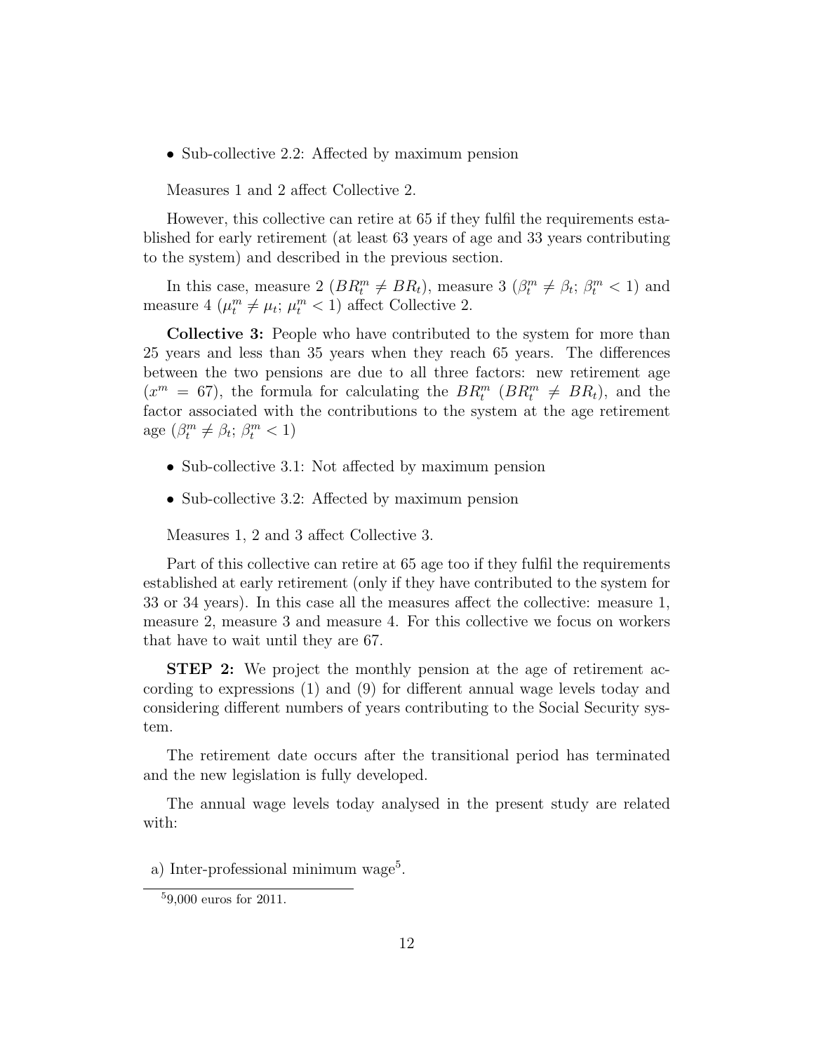- Sub-collective 2.2: Affected by maximum pension

Measures 1 and 2 affect Collective 2.

However, this collective can retire at 65 if they fulfil the requirements established for early retirement (at least 63 years of age and 33 years contributing to the system) and described in the previous section.

In this case, measure 2 ($BR_t^m \neq BR_t$), measure 3 ($\beta_t^m \neq \beta_t$; $\beta_t^m < 1$) and measure 4 ($\mu_t^m \neq \mu_t$; $\mu_t^m < 1$) affect Collective 2.

**Collective 3:** People who have contributed to the system for more than 25 years and less than 35 years when they reach 65 years. The differences between the two pensions are due to all three factors: new retirement age ($x^m = 67$), the formula for calculating the $BR_t^m$ ($BR_t^m \neq BR_t$), and the factor associated with the contributions to the system at the age retirement age ($\beta_t^m \neq \beta_t$; $\beta_t^m < 1$)

- Sub-collective 3.1: Not affected by maximum pension
- Sub-collective 3.2: Affected by maximum pension

Measures 1, 2 and 3 affect Collective 3.

Part of this collective can retire at 65 age too if they fulfil the requirements established at early retirement (only if they have contributed to the system for 33 or 34 years). In this case all the measures affect the collective: measure 1, measure 2, measure 3 and measure 4. For this collective we focus on workers that have to wait until they are 67.

**STEP 2:** We project the monthly pension at the age of retirement according to expressions (1) and (9) for different annual wage levels today and considering different numbers of years contributing to the Social Security system.

The retirement date occurs after the transitional period has terminated and the new legislation is fully developed.

The annual wage levels today analysed in the present study are related with:

a) Inter-professional minimum wage[5].

[5] 9,000 euros for 2011.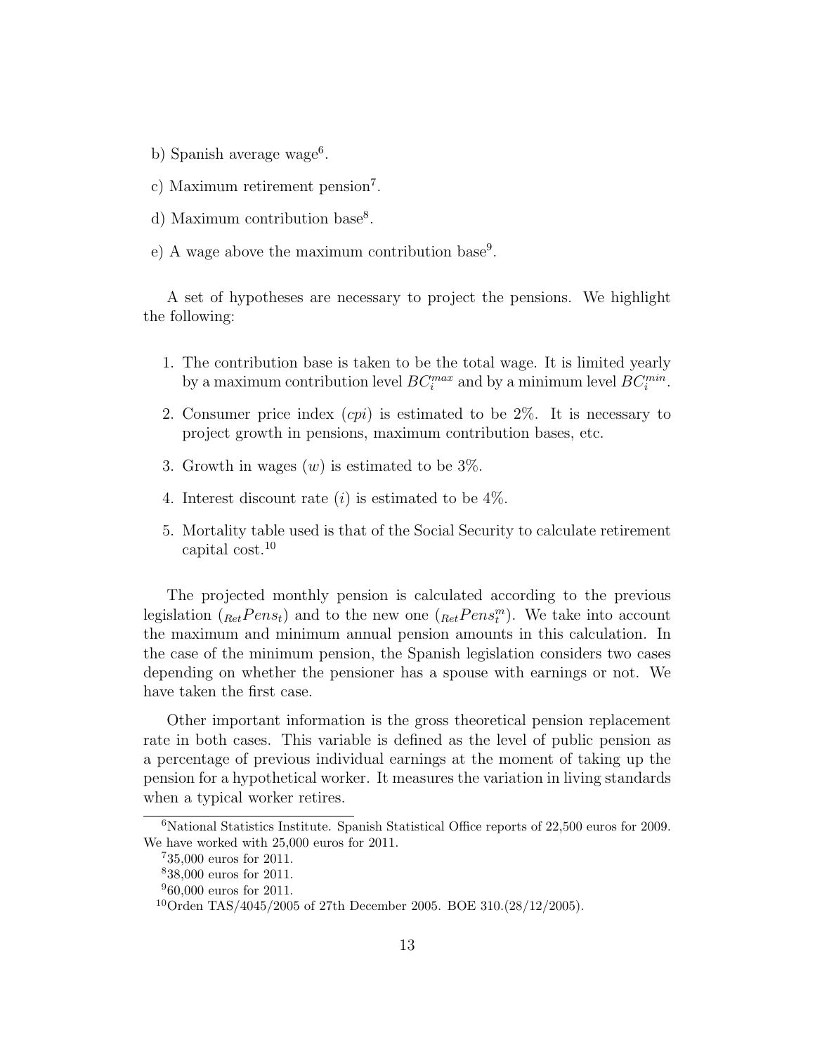b) Spanish average wage[6].

c) Maximum retirement pension[7].

d) Maximum contribution base[8].

e) A wage above the maximum contribution base[9].

A set of hypotheses are necessary to project the pensions. We highlight the following:

1. The contribution base is taken to be the total wage. It is limited yearly by a maximum contribution level $BC_i^{max}$ and by a minimum level $BC_i^{min}$.
2. Consumer price index (*cpi*) is estimated to be 2%. It is necessary to project growth in pensions, maximum contribution bases, etc.
3. Growth in wages ($w$) is estimated to be 3%.
4. Interest discount rate ($i$) is estimated to be 4%.
5. Mortality table used is that of the Social Security to calculate retirement capital cost.[10]

The projected monthly pension is calculated according to the previous legislation (${}_{Ret}Pens_t$) and to the new one (${}_{Ret}Pens_t^m$). We take into account the maximum and minimum annual pension amounts in this calculation. In the case of the minimum pension, the Spanish legislation considers two cases depending on whether the pensioner has a spouse with earnings or not. We have taken the first case.

Other important information is the gross theoretical pension replacement rate in both cases. This variable is defined as the level of public pension as a percentage of previous individual earnings at the moment of taking up the pension for a hypothetical worker. It measures the variation in living standards when a typical worker retires.

---

[6] National Statistics Institute. Spanish Statistical Office reports of 22,500 euros for 2009. We have worked with 25,000 euros for 2011.

[7] 35,000 euros for 2011.

[8] 38,000 euros for 2011.

[9] 60,000 euros for 2011.

[10] Orden TAS/4045/2005 of 27th December 2005. BOE 310.(28/12/2005).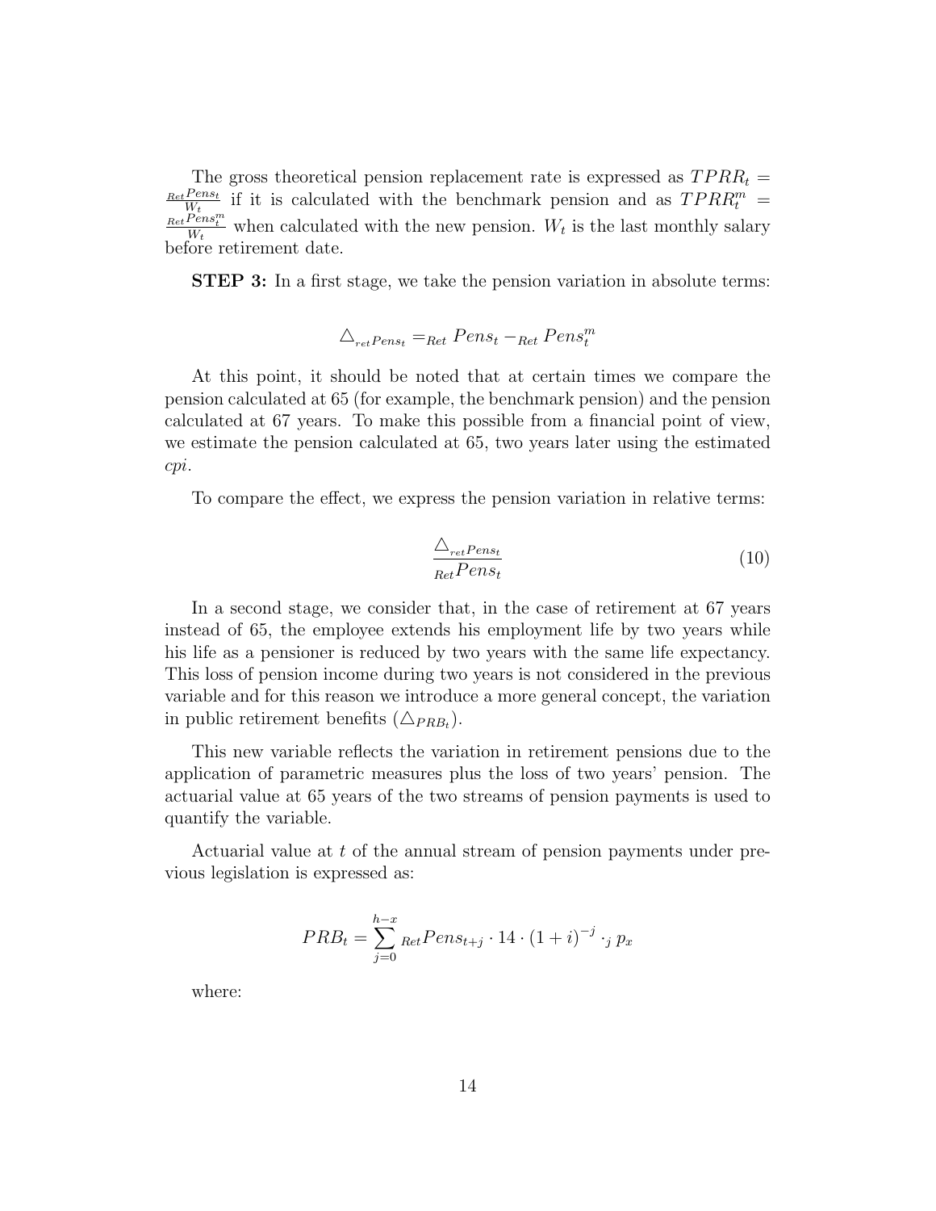The gross theoretical pension replacement rate is expressed as $TPRR_t = \frac{_{Ret}Pens_t}{W_t}$ if it is calculated with the benchmark pension and as $TPRR_t^m = \frac{_{Ret}Pens_t^m}{W_t}$ when calculated with the new pension. $W_t$ is the last monthly salary before retirement date.

**STEP 3:** In a first stage, we take the pension variation in absolute terms:

$$\triangle_{_{ret}Pens_t} = _{Ret}Pens_t - _{Ret}Pens_t^m$$

At this point, it should be noted that at certain times we compare the pension calculated at 65 (for example, the benchmark pension) and the pension calculated at 67 years. To make this possible from a financial point of view, we estimate the pension calculated at 65, two years later using the estimated *cpi*.

To compare the effect, we express the pension variation in relative terms:

$$\frac{\triangle_{_{ret}Pens_t}}{_{Ret}Pens_t} \tag{10}$$

In a second stage, we consider that, in the case of retirement at 67 years instead of 65, the employee extends his employment life by two years while his life as a pensioner is reduced by two years with the same life expectancy. This loss of pension income during two years is not considered in the previous variable and for this reason we introduce a more general concept, the variation in public retirement benefits ($\triangle_{PRB_t}$).

This new variable reflects the variation in retirement pensions due to the application of parametric measures plus the loss of two years' pension. The actuarial value at 65 years of the two streams of pension payments is used to quantify the variable.

Actuarial value at $t$ of the annual stream of pension payments under previous legislation is expressed as:

$$PRB_t = \sum_{j=0}^{h-x} {_{Ret}Pens_{t+j}} \cdot 14 \cdot (1+i)^{-j} \cdot {_j p_x}$$

where: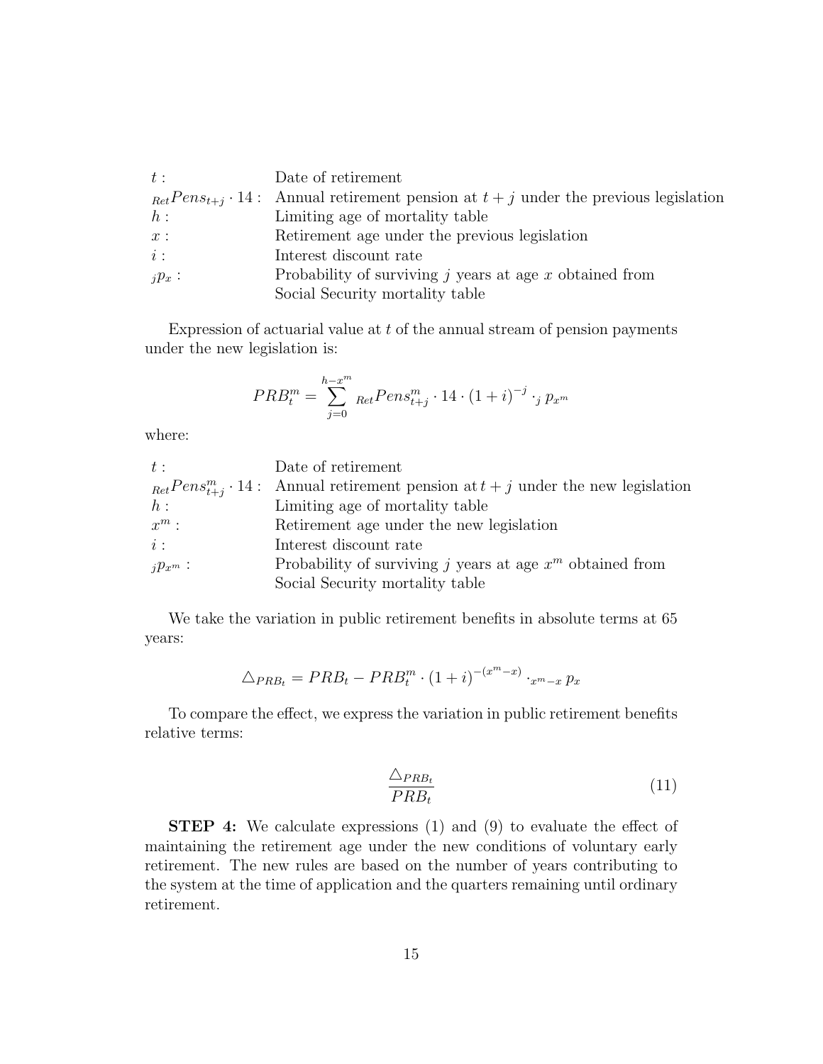| | |
|---|---|
| $t$ : | Date of retirement |
| ${}_{Ret}Pens_{t+j} \cdot 14$ : | Annual retirement pension at $t+j$ under the previous legislation |
| $h$ : | Limiting age of mortality table |
| $x$ : | Retirement age under the previous legislation |
| $i$ : | Interest discount rate |
| ${}_{j}p_{x}$ : | Probability of surviving $j$ years at age $x$ obtained from Social Security mortality table |

Expression of actuarial value at $t$ of the annual stream of pension payments under the new legislation is:

$$PRB_t^m = \sum_{j=0}^{h-x^m} {}_{Ret}Pens_{t+j}^m \cdot 14 \cdot (1+i)^{-j} \cdot_j p_{x^m}$$

where:

| | |
|---|---|
| $t$ : | Date of retirement |
| ${}_{Ret}Pens_{t+j}^m \cdot 14$ : | Annual retirement pension at $t+j$ under the new legislation |
| $h$ : | Limiting age of mortality table |
| $x^m$ : | Retirement age under the new legislation |
| $i$ : | Interest discount rate |
| ${}_{j}p_{x^m}$ : | Probability of surviving $j$ years at age $x^m$ obtained from Social Security mortality table |

We take the variation in public retirement benefits in absolute terms at 65 years:

$$\triangle_{PRB_t} = PRB_t - PRB_t^m \cdot (1+i)^{-(x^m - x)} \cdot_{x^m - x} p_x$$

To compare the effect, we express the variation in public retirement benefits relative terms:

$$\frac{\triangle_{PRB_t}}{PRB_t} \tag{11}$$

**STEP 4:** We calculate expressions (1) and (9) to evaluate the effect of maintaining the retirement age under the new conditions of voluntary early retirement. The new rules are based on the number of years contributing to the system at the time of application and the quarters remaining until ordinary retirement.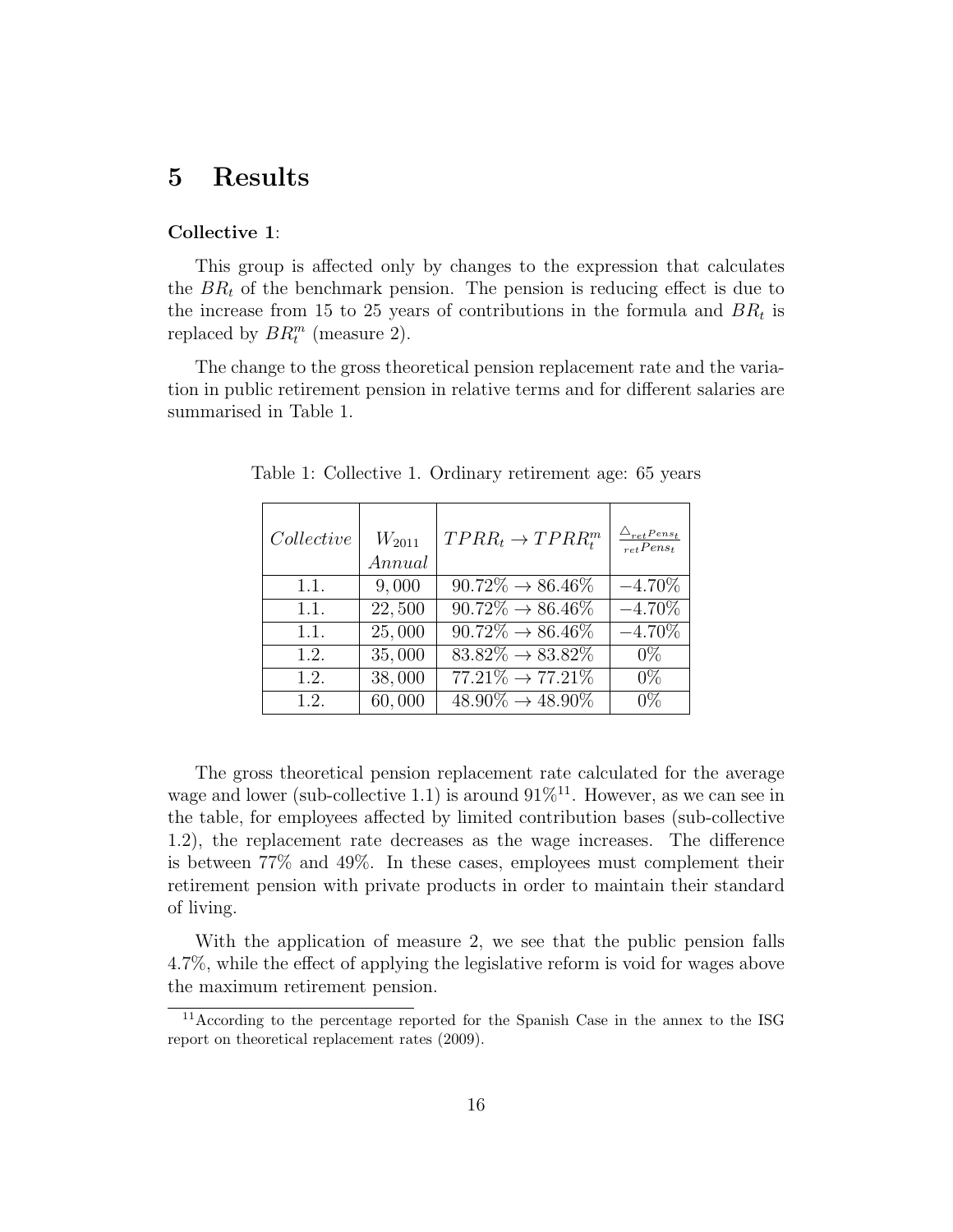## 5 Results

**Collective 1**:

This group is affected only by changes to the expression that calculates the $BR_t$ of the benchmark pension. The pension is reducing effect is due to the increase from 15 to 25 years of contributions in the formula and $BR_t$ is replaced by $BR_t^m$ (measure 2).

The change to the gross theoretical pension replacement rate and the variation in public retirement pension in relative terms and for different salaries are summarised in Table 1.

Table 1: Collective 1. Ordinary retirement age: 65 years

| *Collective* | $W_{2011}$ *Annual* | $TPRR_t \rightarrow TPRR_t^m$ | $\frac{\triangle_{ret}Pens_t}{_{ret}Pens_t}$ |
|---|---|---|---|
| 1.1. | 9,000 | $90.72\% \rightarrow 86.46\%$ | $-4.70\%$ |
| 1.1. | 22,500 | $90.72\% \rightarrow 86.46\%$ | $-4.70\%$ |
| 1.1. | 25,000 | $90.72\% \rightarrow 86.46\%$ | $-4.70\%$ |
| 1.2. | 35,000 | $83.82\% \rightarrow 83.82\%$ | $0\%$ |
| 1.2. | 38,000 | $77.21\% \rightarrow 77.21\%$ | $0\%$ |
| 1.2. | 60,000 | $48.90\% \rightarrow 48.90\%$ | $0\%$ |

The gross theoretical pension replacement rate calculated for the average wage and lower (sub-collective 1.1) is around 91%[11]. However, as we can see in the table, for employees affected by limited contribution bases (sub-collective 1.2), the replacement rate decreases as the wage increases. The difference is between 77% and 49%. In these cases, employees must complement their retirement pension with private products in order to maintain their standard of living.

With the application of measure 2, we see that the public pension falls 4.7%, while the effect of applying the legislative reform is void for wages above the maximum retirement pension.

[11] According to the percentage reported for the Spanish Case in the annex to the ISG report on theoretical replacement rates (2009).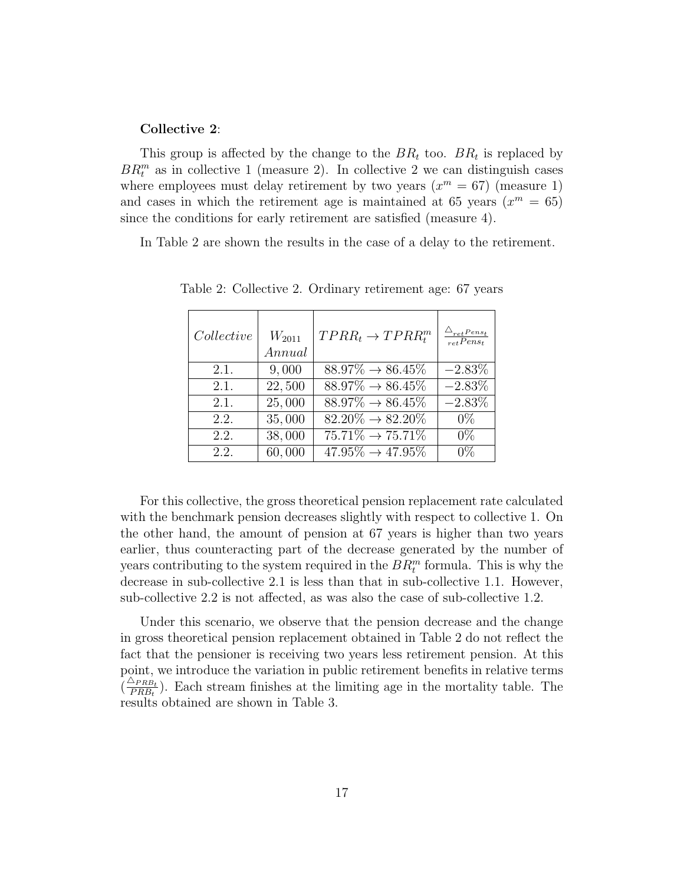**Collective 2**:

This group is affected by the change to the $BR_t$ too. $BR_t$ is replaced by $BR_t^m$ as in collective 1 (measure 2). In collective 2 we can distinguish cases where employees must delay retirement by two years ($x^m = 67$) (measure 1) and cases in which the retirement age is maintained at 65 years ($x^m = 65$) since the conditions for early retirement are satisfied (measure 4).

In Table 2 are shown the results in the case of a delay to the retirement.

Table 2: Collective 2. Ordinary retirement age: 67 years

| *Collective* | $W_{2011}$ *Annual* | $TPRR_t \to TPRR_t^m$ | $\frac{\triangle_{ret}Pens_t}{_{ret}Pens_t}$ |
|---|---|---|---|
| 2.1. | 9,000 | $88.97\% \to 86.45\%$ | $-2.83\%$ |
| 2.1. | 22,500 | $88.97\% \to 86.45\%$ | $-2.83\%$ |
| 2.1. | 25,000 | $88.97\% \to 86.45\%$ | $-2.83\%$ |
| 2.2. | 35,000 | $82.20\% \to 82.20\%$ | $0\%$ |
| 2.2. | 38,000 | $75.71\% \to 75.71\%$ | $0\%$ |
| 2.2. | 60,000 | $47.95\% \to 47.95\%$ | $0\%$ |

For this collective, the gross theoretical pension replacement rate calculated with the benchmark pension decreases slightly with respect to collective 1. On the other hand, the amount of pension at 67 years is higher than two years earlier, thus counteracting part of the decrease generated by the number of years contributing to the system required in the $BR_t^m$ formula. This is why the decrease in sub-collective 2.1 is less than that in sub-collective 1.1. However, sub-collective 2.2 is not affected, as was also the case of sub-collective 1.2.

Under this scenario, we observe that the pension decrease and the change in gross theoretical pension replacement obtained in Table 2 do not reflect the fact that the pensioner is receiving two years less retirement pension. At this point, we introduce the variation in public retirement benefits in relative terms ($\frac{\triangle_{PRB_t}}{PRB_t}$). Each stream finishes at the limiting age in the mortality table. The results obtained are shown in Table 3.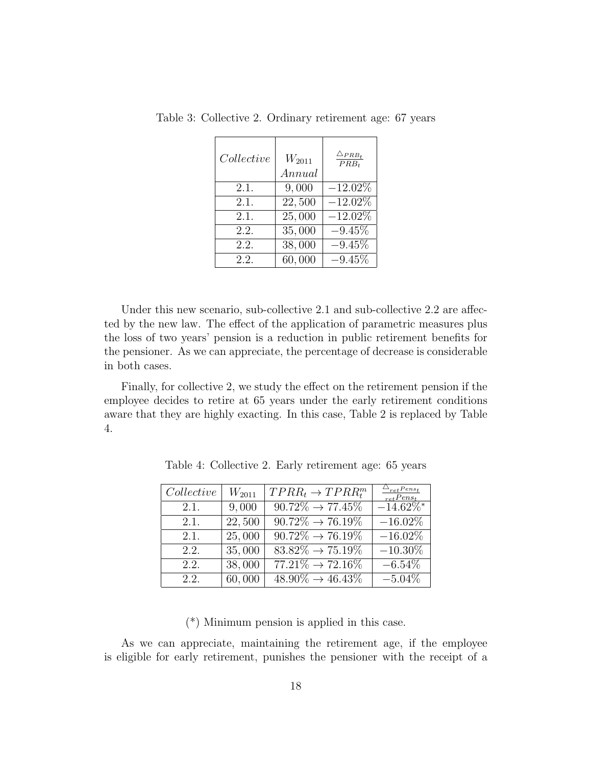Table 3: Collective 2. Ordinary retirement age: 67 years

| $Collective$ | $W_{2011}$ $Annual$ | $\frac{\triangle_{PRB_t}}{PRB_t}$ |
|---|---|---|
| 2.1. | 9,000 | −12.02% |
| 2.1. | 22,500 | −12.02% |
| 2.1. | 25,000 | −12.02% |
| 2.2. | 35,000 | −9.45% |
| 2.2. | 38,000 | −9.45% |
| 2.2. | 60,000 | −9.45% |

Under this new scenario, sub-collective 2.1 and sub-collective 2.2 are affected by the new law. The effect of the application of parametric measures plus the loss of two years' pension is a reduction in public retirement benefits for the pensioner. As we can appreciate, the percentage of decrease is considerable in both cases.

Finally, for collective 2, we study the effect on the retirement pension if the employee decides to retire at 65 years under the early retirement conditions aware that they are highly exacting. In this case, Table 2 is replaced by Table 4.

Table 4: Collective 2. Early retirement age: 65 years

| $Collective$ | $W_{2011}$ | $TPRR_t \rightarrow TPRR_t^m$ | $\frac{\triangle_{ret}Pens_t}{_{ret}Pens_t}$ |
|---|---|---|---|
| 2.1. | 9,000 | 90.72% → 77.45% | −14.62%* |
| 2.1. | 22,500 | 90.72% → 76.19% | −16.02% |
| 2.1. | 25,000 | 90.72% → 76.19% | −16.02% |
| 2.2. | 35,000 | 83.82% → 75.19% | −10.30% |
| 2.2. | 38,000 | 77.21% → 72.16% | −6.54% |
| 2.2. | 60,000 | 48.90% → 46.43% | −5.04% |

(*) Minimum pension is applied in this case.

As we can appreciate, maintaining the retirement age, if the employee is eligible for early retirement, punishes the pensioner with the receipt of a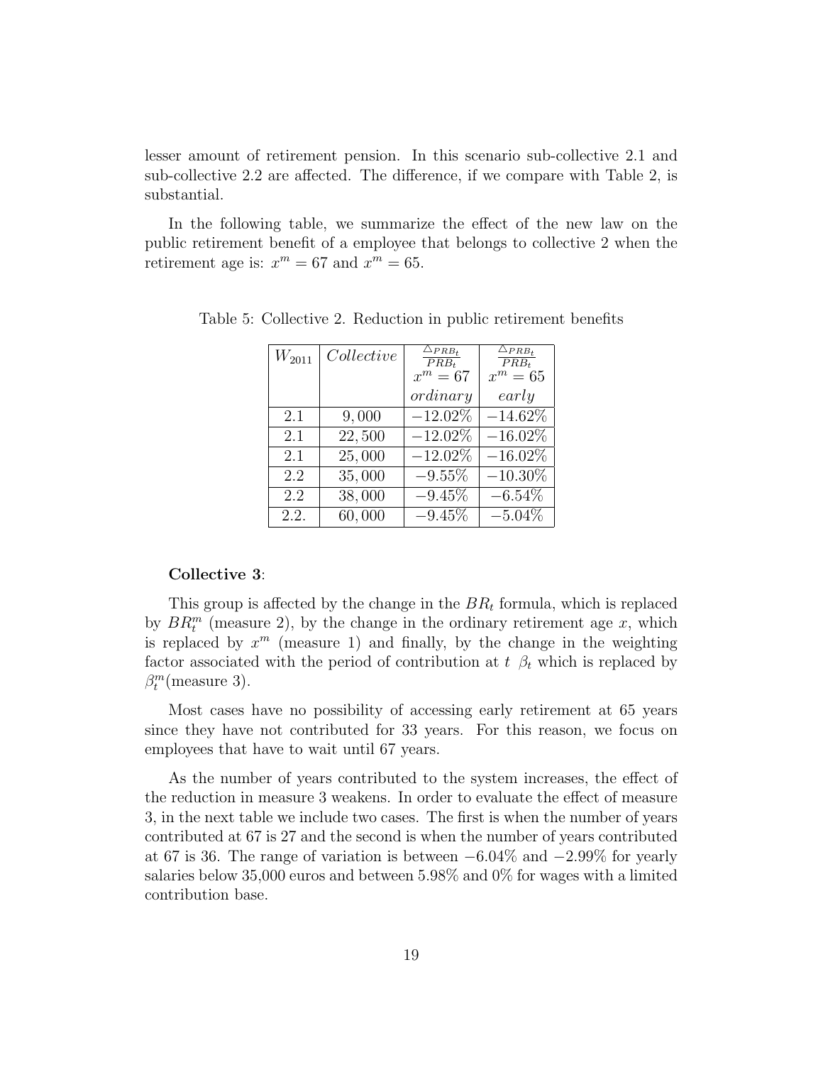lesser amount of retirement pension. In this scenario sub-collective 2.1 and sub-collective 2.2 are affected. The difference, if we compare with Table 2, is substantial.

In the following table, we summarize the effect of the new law on the public retirement benefit of a employee that belongs to collective 2 when the retirement age is: $x^m = 67$ and $x^m = 65$.

Table 5: Collective 2. Reduction in public retirement benefits

| $W_{2011}$ | $Collective$ | $\frac{\triangle PRB_t}{PRB_t}$ $x^m = 67$ *ordinary* | $\frac{\triangle PRB_t}{PRB_t}$ $x^m = 65$ *early* |
|---|---|---|---|
| 2.1 | 9,000 | −12.02% | −14.62% |
| 2.1 | 22,500 | −12.02% | −16.02% |
| 2.1 | 25,000 | −12.02% | −16.02% |
| 2.2 | 35,000 | −9.55% | −10.30% |
| 2.2 | 38,000 | −9.45% | −6.54% |
| 2.2. | 60,000 | −9.45% | −5.04% |

**Collective 3**:

This group is affected by the change in the $BR_t$ formula, which is replaced by $BR_t^m$ (measure 2), by the change in the ordinary retirement age $x$, which is replaced by $x^m$ (measure 1) and finally, by the change in the weighting factor associated with the period of contribution at $t$ $\beta_t$ which is replaced by $\beta_t^m$(measure 3).

Most cases have no possibility of accessing early retirement at 65 years since they have not contributed for 33 years. For this reason, we focus on employees that have to wait until 67 years.

As the number of years contributed to the system increases, the effect of the reduction in measure 3 weakens. In order to evaluate the effect of measure 3, in the next table we include two cases. The first is when the number of years contributed at 67 is 27 and the second is when the number of years contributed at 67 is 36. The range of variation is between −6.04% and −2.99% for yearly salaries below 35,000 euros and between 5.98% and 0% for wages with a limited contribution base.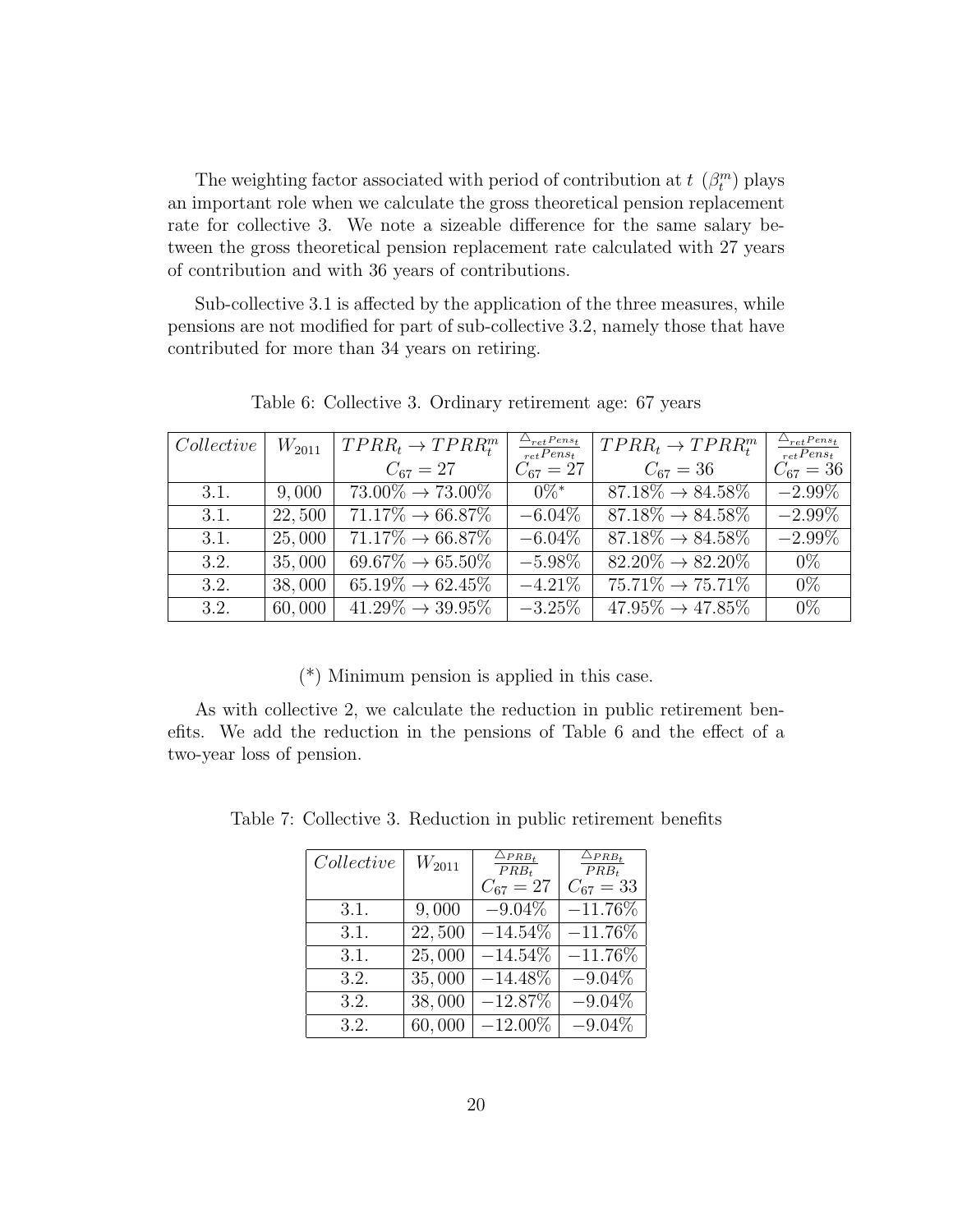The weighting factor associated with period of contribution at $t$ ($\beta_t^m$) plays an important role when we calculate the gross theoretical pension replacement rate for collective 3. We note a sizeable difference for the same salary between the gross theoretical pension replacement rate calculated with 27 years of contribution and with 36 years of contributions.

Sub-collective 3.1 is affected by the application of the three measures, while pensions are not modified for part of sub-collective 3.2, namely those that have contributed for more than 34 years on retiring.

Table 6: Collective 3. Ordinary retirement age: 67 years

| $Collective$ | $W_{2011}$ | $TPRR_t \rightarrow TPRR_t^m$ $C_{67} = 27$ | $\frac{\triangle_{ret}Pens_t}{_{ret}Pens_t}$ $C_{67} = 27$ | $TPRR_t \rightarrow TPRR_t^m$ $C_{67} = 36$ | $\frac{\triangle_{ret}Pens_t}{_{ret}Pens_t}$ $C_{67} = 36$ |
|---|---|---|---|---|---|
| 3.1. | 9,000 | $73.00\% \rightarrow 73.00\%$ | $0\%^*$ | $87.18\% \rightarrow 84.58\%$ | $-2.99\%$ |
| 3.1. | 22,500 | $71.17\% \rightarrow 66.87\%$ | $-6.04\%$ | $87.18\% \rightarrow 84.58\%$ | $-2.99\%$ |
| 3.1. | 25,000 | $71.17\% \rightarrow 66.87\%$ | $-6.04\%$ | $87.18\% \rightarrow 84.58\%$ | $-2.99\%$ |
| 3.2. | 35,000 | $69.67\% \rightarrow 65.50\%$ | $-5.98\%$ | $82.20\% \rightarrow 82.20\%$ | $0\%$ |
| 3.2. | 38,000 | $65.19\% \rightarrow 62.45\%$ | $-4.21\%$ | $75.71\% \rightarrow 75.71\%$ | $0\%$ |
| 3.2. | 60,000 | $41.29\% \rightarrow 39.95\%$ | $-3.25\%$ | $47.95\% \rightarrow 47.85\%$ | $0\%$ |

(*) Minimum pension is applied in this case.

As with collective 2, we calculate the reduction in public retirement benefits. We add the reduction in the pensions of Table 6 and the effect of a two-year loss of pension.

Table 7: Collective 3. Reduction in public retirement benefits

| $Collective$ | $W_{2011}$ | $\frac{\triangle_{PRB_t}}{PRB_t}$ $C_{67} = 27$ | $\frac{\triangle_{PRB_t}}{PRB_t}$ $C_{67} = 33$ |
|---|---|---|---|
| 3.1. | 9,000 | $-9.04\%$ | $-11.76\%$ |
| 3.1. | 22,500 | $-14.54\%$ | $-11.76\%$ |
| 3.1. | 25,000 | $-14.54\%$ | $-11.76\%$ |
| 3.2. | 35,000 | $-14.48\%$ | $-9.04\%$ |
| 3.2. | 38,000 | $-12.87\%$ | $-9.04\%$ |
| 3.2. | 60,000 | $-12.00\%$ | $-9.04\%$ |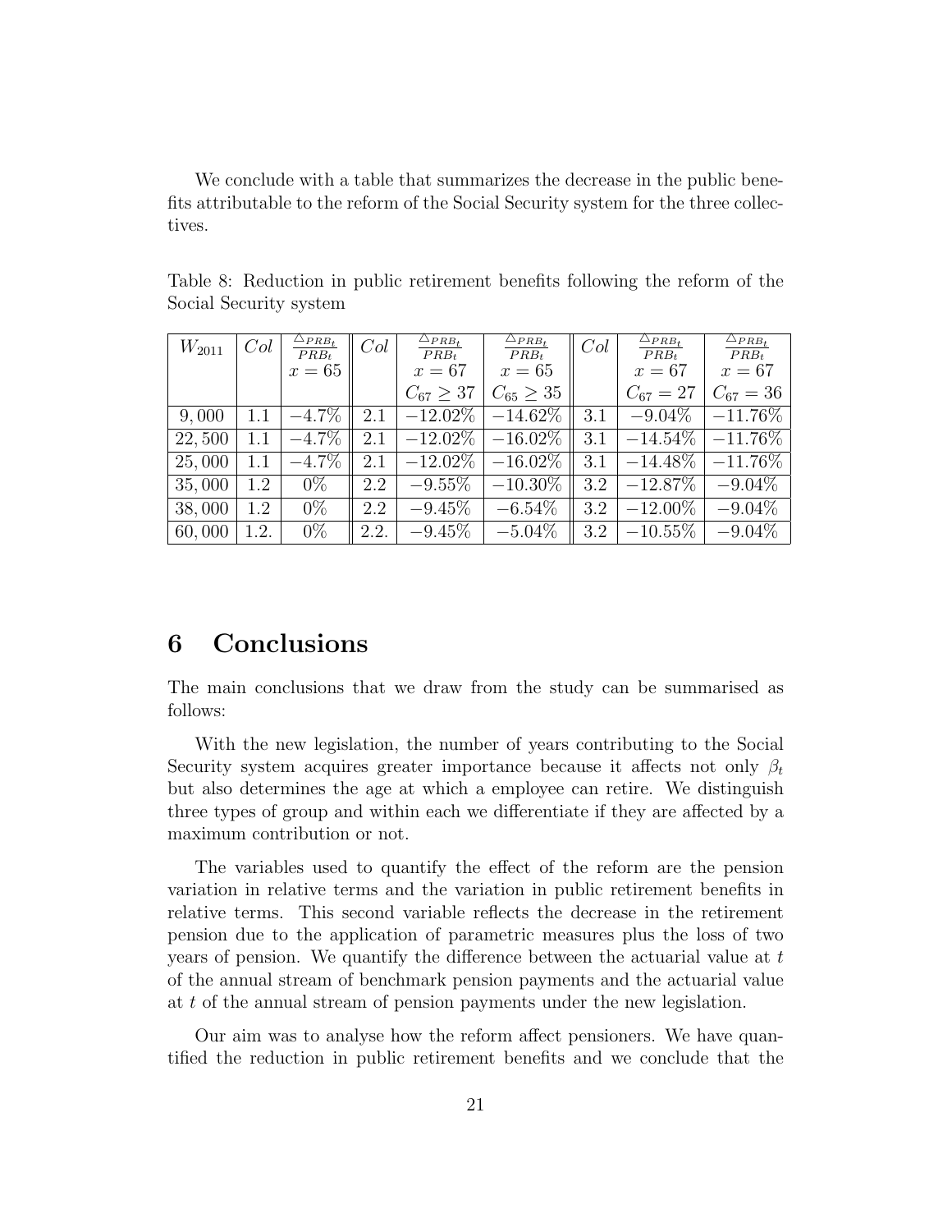We conclude with a table that summarizes the decrease in the public benefits attributable to the reform of the Social Security system for the three collectives.

Table 8: Reduction in public retirement benefits following the reform of the Social Security system

| $W_{2011}$ | $Col$ | $\frac{\triangle_{PRB_t}}{PRB_t}$ $x = 65$ | $Col$ | $\frac{\triangle_{PRB_t}}{PRB_t}$ $x = 67$ $C_{67} \geq 37$ | $\frac{\triangle_{PRB_t}}{PRB_t}$ $x = 65$ $C_{65} \geq 35$ | $Col$ | $\frac{\triangle_{PRB_t}}{PRB_t}$ $x = 67$ $C_{67} = 27$ | $\frac{\triangle_{PRB_t}}{PRB_t}$ $x = 67$ $C_{67} = 36$ |
|---|---|---|---|---|---|---|---|---|
| 9,000 | 1.1 | −4.7% | 2.1 | −12.02% | −14.62% | 3.1 | −9.04% | −11.76% |
| 22,500 | 1.1 | −4.7% | 2.1 | −12.02% | −16.02% | 3.1 | −14.54% | −11.76% |
| 25,000 | 1.1 | −4.7% | 2.1 | −12.02% | −16.02% | 3.1 | −14.48% | −11.76% |
| 35,000 | 1.2 | 0% | 2.2 | −9.55% | −10.30% | 3.2 | −12.87% | −9.04% |
| 38,000 | 1.2 | 0% | 2.2 | −9.45% | −6.54% | 3.2 | −12.00% | −9.04% |
| 60,000 | 1.2. | 0% | 2.2. | −9.45% | −5.04% | 3.2 | −10.55% | −9.04% |

# 6 Conclusions

The main conclusions that we draw from the study can be summarised as follows:

With the new legislation, the number of years contributing to the Social Security system acquires greater importance because it affects not only $\beta_t$ but also determines the age at which a employee can retire. We distinguish three types of group and within each we differentiate if they are affected by a maximum contribution or not.

The variables used to quantify the effect of the reform are the pension variation in relative terms and the variation in public retirement benefits in relative terms. This second variable reflects the decrease in the retirement pension due to the application of parametric measures plus the loss of two years of pension. We quantify the difference between the actuarial value at $t$ of the annual stream of benchmark pension payments and the actuarial value at $t$ of the annual stream of pension payments under the new legislation.

Our aim was to analyse how the reform affect pensioners. We have quantified the reduction in public retirement benefits and we conclude that the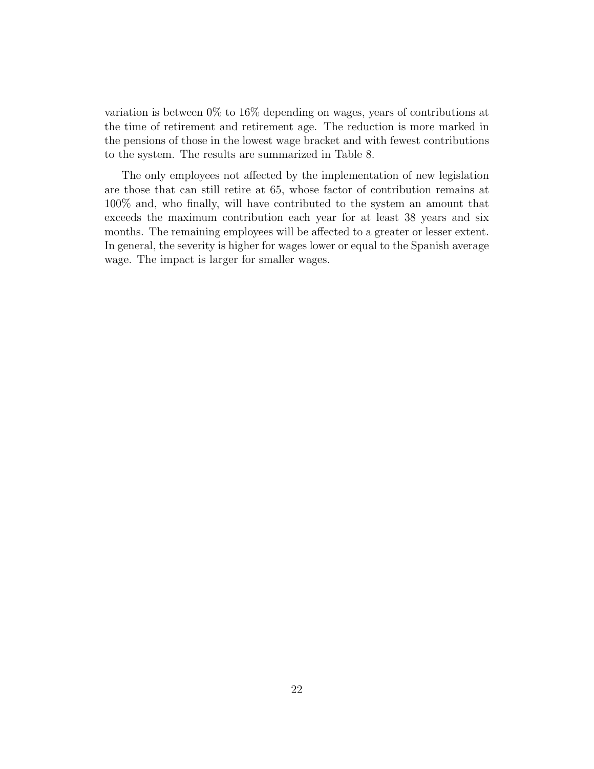variation is between 0% to 16% depending on wages, years of contributions at the time of retirement and retirement age. The reduction is more marked in the pensions of those in the lowest wage bracket and with fewest contributions to the system. The results are summarized in Table 8.

The only employees not affected by the implementation of new legislation are those that can still retire at 65, whose factor of contribution remains at 100% and, who finally, will have contributed to the system an amount that exceeds the maximum contribution each year for at least 38 years and six months. The remaining employees will be affected to a greater or lesser extent. In general, the severity is higher for wages lower or equal to the Spanish average wage. The impact is larger for smaller wages.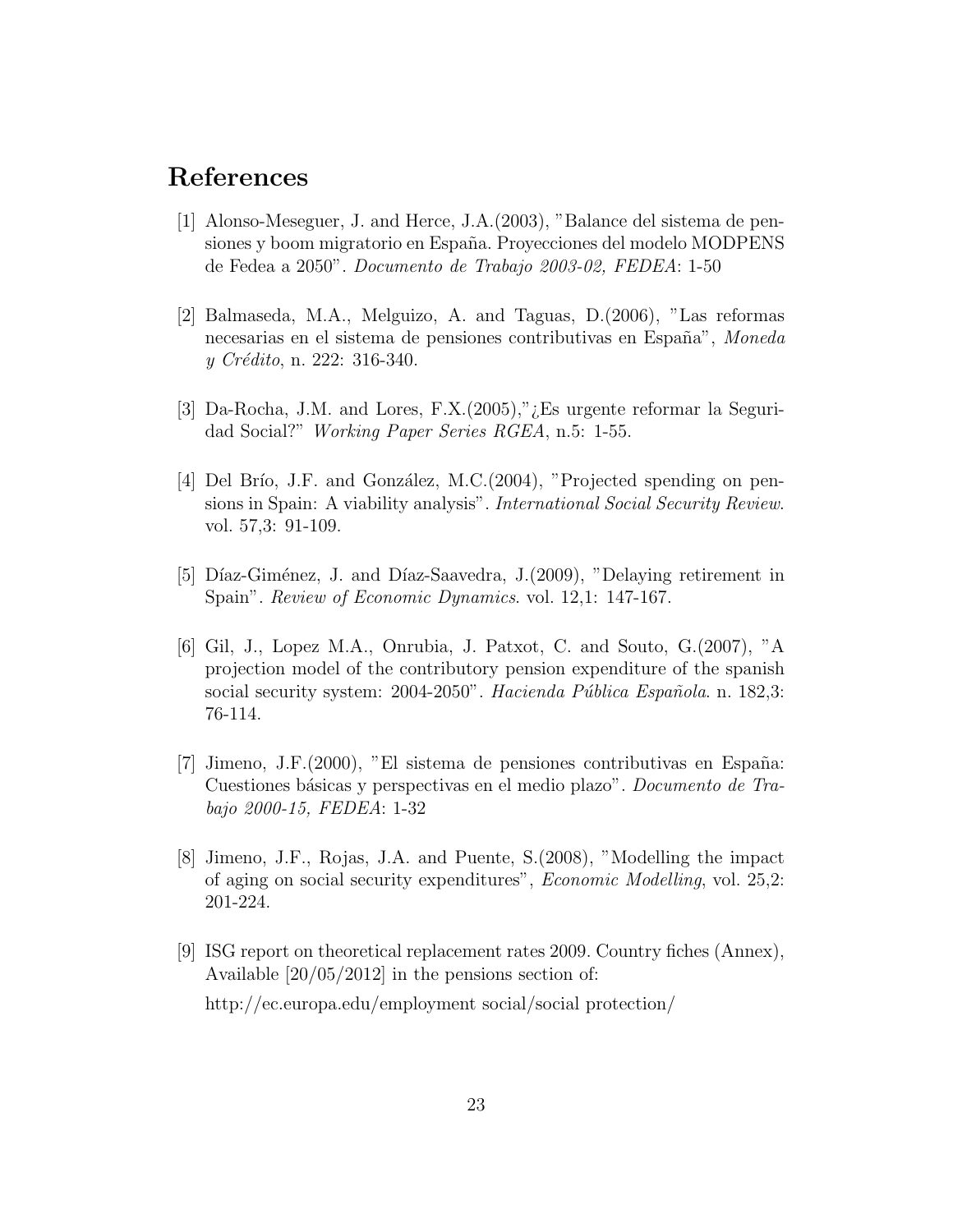# References

[1] Alonso-Meseguer, J. and Herce, J.A.(2003), "Balance del sistema de pensiones y boom migratorio en España. Proyecciones del modelo MODPENS de Fedea a 2050". *Documento de Trabajo 2003-02, FEDEA*: 1-50

[2] Balmaseda, M.A., Melguizo, A. and Taguas, D.(2006), "Las reformas necesarias en el sistema de pensiones contributivas en España", *Moneda y Crédito*, n. 222: 316-340.

[3] Da-Rocha, J.M. and Lores, F.X.(2005),"¿Es urgente reformar la Seguridad Social?" *Working Paper Series RGEA*, n.5: 1-55.

[4] Del Brío, J.F. and González, M.C.(2004), "Projected spending on pensions in Spain: A viability analysis". *International Social Security Review*. vol. 57,3: 91-109.

[5] Díaz-Giménez, J. and Díaz-Saavedra, J.(2009), "Delaying retirement in Spain". *Review of Economic Dynamics*. vol. 12,1: 147-167.

[6] Gil, J., Lopez M.A., Onrubia, J. Patxot, C. and Souto, G.(2007), "A projection model of the contributory pension expenditure of the spanish social security system: 2004-2050". *Hacienda Pública Española*. n. 182,3: 76-114.

[7] Jimeno, J.F.(2000), "El sistema de pensiones contributivas en España: Cuestiones básicas y perspectivas en el medio plazo". *Documento de Trabajo 2000-15, FEDEA*: 1-32

[8] Jimeno, J.F., Rojas, J.A. and Puente, S.(2008), "Modelling the impact of aging on social security expenditures", *Economic Modelling*, vol. 25,2: 201-224.

[9] ISG report on theoretical replacement rates 2009. Country fiches (Annex), Available [20/05/2012] in the pensions section of:

http://ec.europa.edu/employment social/social protection/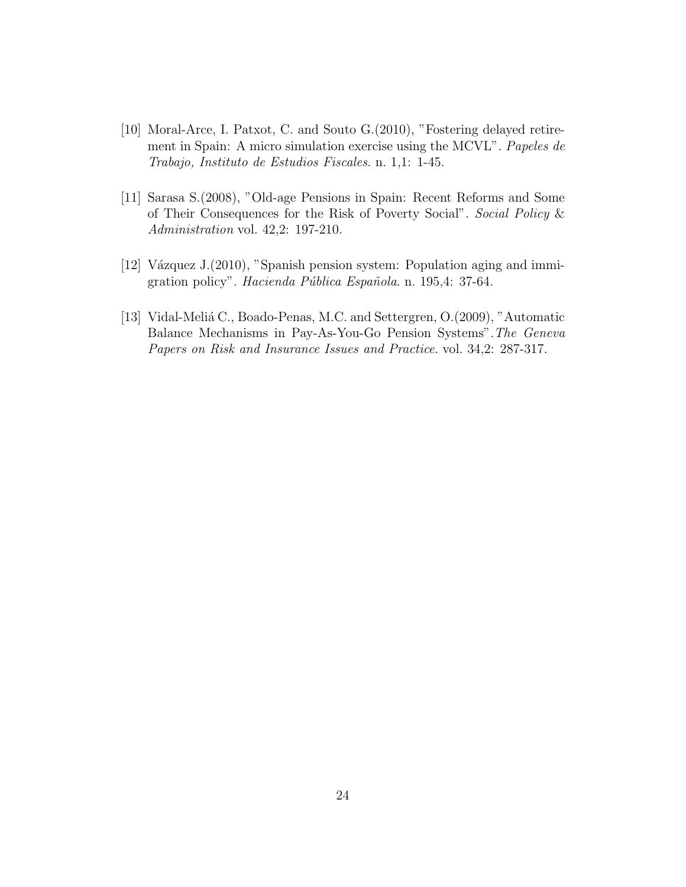[10] Moral-Arce, I. Patxot, C. and Souto G.(2010), "Fostering delayed retirement in Spain: A micro simulation exercise using the MCVL". *Papeles de Trabajo, Instituto de Estudios Fiscales*. n. 1,1: 1-45.

[11] Sarasa S.(2008), "Old-age Pensions in Spain: Recent Reforms and Some of Their Consequences for the Risk of Poverty Social". *Social Policy & Administration* vol. 42,2: 197-210.

[12] Vázquez J.(2010), "Spanish pension system: Population aging and immigration policy". *Hacienda Pública Española*. n. 195,4: 37-64.

[13] Vidal-Meliá C., Boado-Penas, M.C. and Settergren, O.(2009), "Automatic Balance Mechanisms in Pay-As-You-Go Pension Systems". *The Geneva Papers on Risk and Insurance Issues and Practice*. vol. 34,2: 287-317.